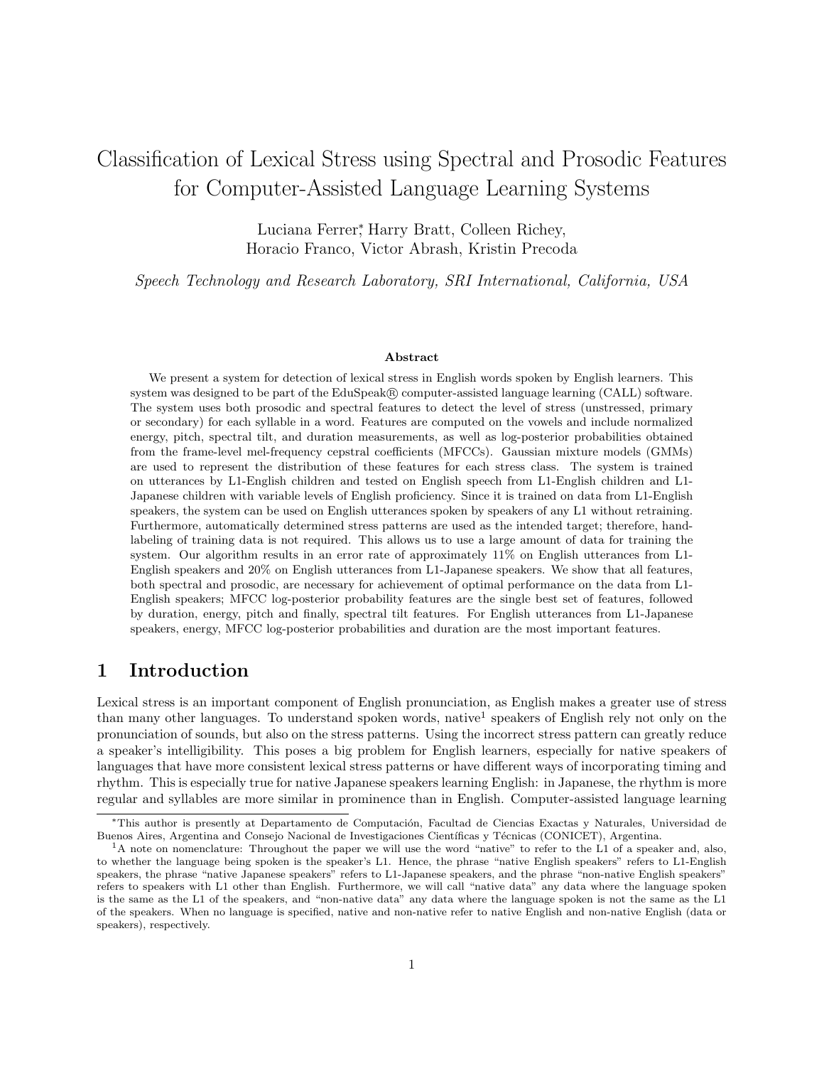# Classification of Lexical Stress using Spectral and Prosodic Features for Computer-Assisted Language Learning Systems

Luciana Ferrer[*], Harry Bratt, Colleen Richey,
Horacio Franco, Victor Abrash, Kristin Precoda

*Speech Technology and Research Laboratory, SRI International, California, USA*

**Abstract**

We present a system for detection of lexical stress in English words spoken by English learners. This system was designed to be part of the EduSpeak® computer-assisted language learning (CALL) software. The system uses both prosodic and spectral features to detect the level of stress (unstressed, primary or secondary) for each syllable in a word. Features are computed on the vowels and include normalized energy, pitch, spectral tilt, and duration measurements, as well as log-posterior probabilities obtained from the frame-level mel-frequency cepstral coefficients (MFCCs). Gaussian mixture models (GMMs) are used to represent the distribution of these features for each stress class. The system is trained on utterances by L1-English children and tested on English speech from L1-English children and L1-Japanese children with variable levels of English proficiency. Since it is trained on data from L1-English speakers, the system can be used on English utterances spoken by speakers of any L1 without retraining. Furthermore, automatically determined stress patterns are used as the intended target; therefore, hand-labeling of training data is not required. This allows us to use a large amount of data for training the system. Our algorithm results in an error rate of approximately 11% on English utterances from L1-English speakers and 20% on English utterances from L1-Japanese speakers. We show that all features, both spectral and prosodic, are necessary for achievement of optimal performance on the data from L1-English speakers; MFCC log-posterior probability features are the single best set of features, followed by duration, energy, pitch and finally, spectral tilt features. For English utterances from L1-Japanese speakers, energy, MFCC log-posterior probabilities and duration are the most important features.

## 1 Introduction

Lexical stress is an important component of English pronunciation, as English makes a greater use of stress than many other languages. To understand spoken words, native[1] speakers of English rely not only on the pronunciation of sounds, but also on the stress patterns. Using the incorrect stress pattern can greatly reduce a speaker's intelligibility. This poses a big problem for English learners, especially for native speakers of languages that have more consistent lexical stress patterns or have different ways of incorporating timing and rhythm. This is especially true for native Japanese speakers learning English: in Japanese, the rhythm is more regular and syllables are more similar in prominence than in English. Computer-assisted language learning

[*]This author is presently at Departamento de Computación, Facultad de Ciencias Exactas y Naturales, Universidad de Buenos Aires, Argentina and Consejo Nacional de Investigaciones Científicas y Técnicas (CONICET), Argentina.

[1]A note on nomenclature: Throughout the paper we will use the word "native" to refer to the L1 of a speaker and, also, to whether the language being spoken is the speaker's L1. Hence, the phrase "native English speakers" refers to L1-English speakers, the phrase "native Japanese speakers" refers to L1-Japanese speakers, and the phrase "non-native English speakers" refers to speakers with L1 other than English. Furthermore, we will call "native data" any data where the language spoken is the same as the L1 of the speakers, and "non-native data" any data where the language spoken is not the same as the L1 of the speakers. When no language is specified, native and non-native refer to native English and non-native English (data or speakers), respectively.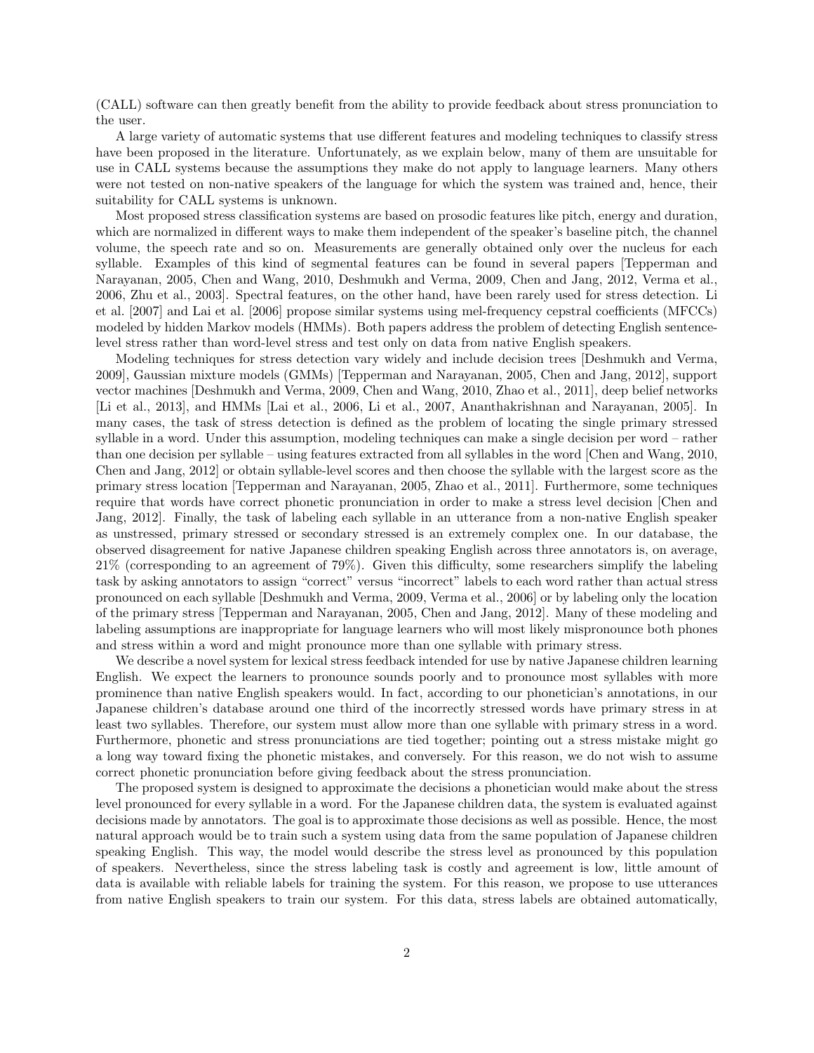(CALL) software can then greatly benefit from the ability to provide feedback about stress pronunciation to the user.

A large variety of automatic systems that use different features and modeling techniques to classify stress have been proposed in the literature. Unfortunately, as we explain below, many of them are unsuitable for use in CALL systems because the assumptions they make do not apply to language learners. Many others were not tested on non-native speakers of the language for which the system was trained and, hence, their suitability for CALL systems is unknown.

Most proposed stress classification systems are based on prosodic features like pitch, energy and duration, which are normalized in different ways to make them independent of the speaker's baseline pitch, the channel volume, the speech rate and so on. Measurements are generally obtained only over the nucleus for each syllable. Examples of this kind of segmental features can be found in several papers [Tepperman and Narayanan, 2005, Chen and Wang, 2010, Deshmukh and Verma, 2009, Chen and Jang, 2012, Verma et al., 2006, Zhu et al., 2003]. Spectral features, on the other hand, have been rarely used for stress detection. Li et al. [2007] and Lai et al. [2006] propose similar systems using mel-frequency cepstral coefficients (MFCCs) modeled by hidden Markov models (HMMs). Both papers address the problem of detecting English sentence-level stress rather than word-level stress and test only on data from native English speakers.

Modeling techniques for stress detection vary widely and include decision trees [Deshmukh and Verma, 2009], Gaussian mixture models (GMMs) [Tepperman and Narayanan, 2005, Chen and Jang, 2012], support vector machines [Deshmukh and Verma, 2009, Chen and Wang, 2010, Zhao et al., 2011], deep belief networks [Li et al., 2013], and HMMs [Lai et al., 2006, Li et al., 2007, Ananthakrishnan and Narayanan, 2005]. In many cases, the task of stress detection is defined as the problem of locating the single primary stressed syllable in a word. Under this assumption, modeling techniques can make a single decision per word – rather than one decision per syllable – using features extracted from all syllables in the word [Chen and Wang, 2010, Chen and Jang, 2012] or obtain syllable-level scores and then choose the syllable with the largest score as the primary stress location [Tepperman and Narayanan, 2005, Zhao et al., 2011]. Furthermore, some techniques require that words have correct phonetic pronunciation in order to make a stress level decision [Chen and Jang, 2012]. Finally, the task of labeling each syllable in an utterance from a non-native English speaker as unstressed, primary stressed or secondary stressed is an extremely complex one. In our database, the observed disagreement for native Japanese children speaking English across three annotators is, on average, 21% (corresponding to an agreement of 79%). Given this difficulty, some researchers simplify the labeling task by asking annotators to assign "correct" versus "incorrect" labels to each word rather than actual stress pronounced on each syllable [Deshmukh and Verma, 2009, Verma et al., 2006] or by labeling only the location of the primary stress [Tepperman and Narayanan, 2005, Chen and Jang, 2012]. Many of these modeling and labeling assumptions are inappropriate for language learners who will most likely mispronounce both phones and stress within a word and might pronounce more than one syllable with primary stress.

We describe a novel system for lexical stress feedback intended for use by native Japanese children learning English. We expect the learners to pronounce sounds poorly and to pronounce most syllables with more prominence than native English speakers would. In fact, according to our phonetician's annotations, in our Japanese children's database around one third of the incorrectly stressed words have primary stress in at least two syllables. Therefore, our system must allow more than one syllable with primary stress in a word. Furthermore, phonetic and stress pronunciations are tied together; pointing out a stress mistake might go a long way toward fixing the phonetic mistakes, and conversely. For this reason, we do not wish to assume correct phonetic pronunciation before giving feedback about the stress pronunciation.

The proposed system is designed to approximate the decisions a phonetician would make about the stress level pronounced for every syllable in a word. For the Japanese children data, the system is evaluated against decisions made by annotators. The goal is to approximate those decisions as well as possible. Hence, the most natural approach would be to train such a system using data from the same population of Japanese children speaking English. This way, the model would describe the stress level as pronounced by this population of speakers. Nevertheless, since the stress labeling task is costly and agreement is low, little amount of data is available with reliable labels for training the system. For this reason, we propose to use utterances from native English speakers to train our system. For this data, stress labels are obtained automatically,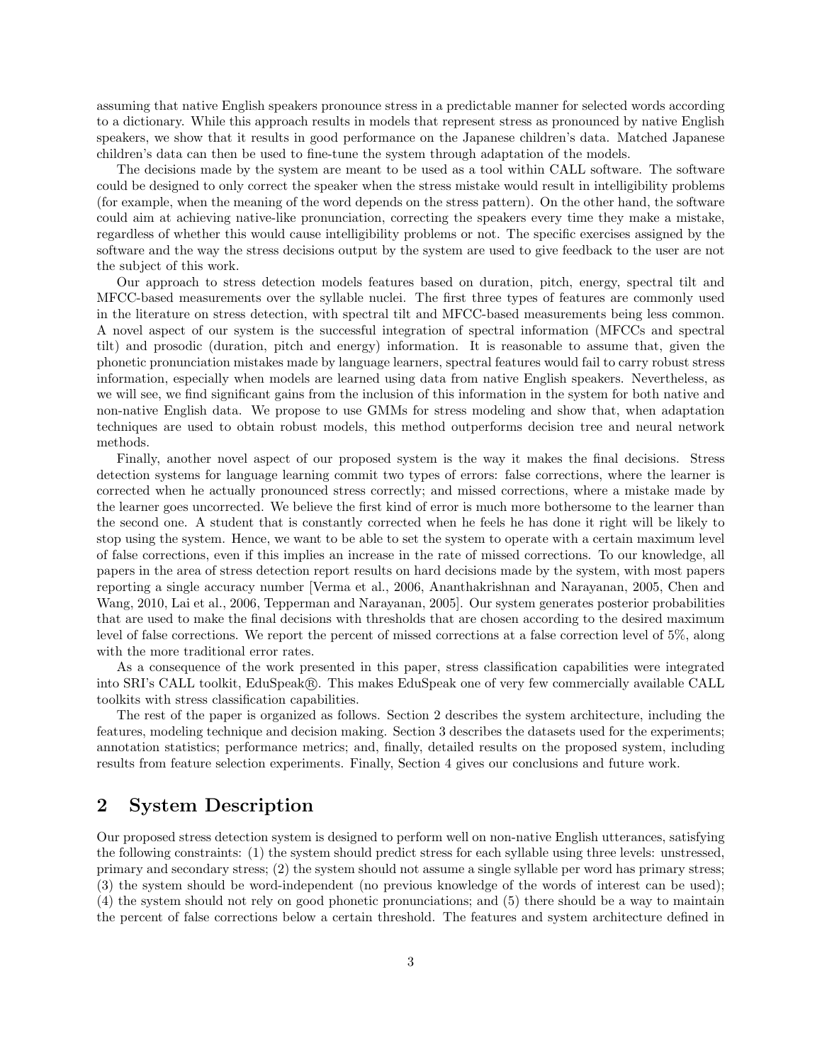assuming that native English speakers pronounce stress in a predictable manner for selected words according to a dictionary. While this approach results in models that represent stress as pronounced by native English speakers, we show that it results in good performance on the Japanese children's data. Matched Japanese children's data can then be used to fine-tune the system through adaptation of the models.

The decisions made by the system are meant to be used as a tool within CALL software. The software could be designed to only correct the speaker when the stress mistake would result in intelligibility problems (for example, when the meaning of the word depends on the stress pattern). On the other hand, the software could aim at achieving native-like pronunciation, correcting the speakers every time they make a mistake, regardless of whether this would cause intelligibility problems or not. The specific exercises assigned by the software and the way the stress decisions output by the system are used to give feedback to the user are not the subject of this work.

Our approach to stress detection models features based on duration, pitch, energy, spectral tilt and MFCC-based measurements over the syllable nuclei. The first three types of features are commonly used in the literature on stress detection, with spectral tilt and MFCC-based measurements being less common. A novel aspect of our system is the successful integration of spectral information (MFCCs and spectral tilt) and prosodic (duration, pitch and energy) information. It is reasonable to assume that, given the phonetic pronunciation mistakes made by language learners, spectral features would fail to carry robust stress information, especially when models are learned using data from native English speakers. Nevertheless, as we will see, we find significant gains from the inclusion of this information in the system for both native and non-native English data. We propose to use GMMs for stress modeling and show that, when adaptation techniques are used to obtain robust models, this method outperforms decision tree and neural network methods.

Finally, another novel aspect of our proposed system is the way it makes the final decisions. Stress detection systems for language learning commit two types of errors: false corrections, where the learner is corrected when he actually pronounced stress correctly; and missed corrections, where a mistake made by the learner goes uncorrected. We believe the first kind of error is much more bothersome to the learner than the second one. A student that is constantly corrected when he feels he has done it right will be likely to stop using the system. Hence, we want to be able to set the system to operate with a certain maximum level of false corrections, even if this implies an increase in the rate of missed corrections. To our knowledge, all papers in the area of stress detection report results on hard decisions made by the system, with most papers reporting a single accuracy number [Verma et al., 2006, Ananthakrishnan and Narayanan, 2005, Chen and Wang, 2010, Lai et al., 2006, Tepperman and Narayanan, 2005]. Our system generates posterior probabilities that are used to make the final decisions with thresholds that are chosen according to the desired maximum level of false corrections. We report the percent of missed corrections at a false correction level of 5%, along with the more traditional error rates.

As a consequence of the work presented in this paper, stress classification capabilities were integrated into SRI's CALL toolkit, EduSpeak®. This makes EduSpeak one of very few commercially available CALL toolkits with stress classification capabilities.

The rest of the paper is organized as follows. Section 2 describes the system architecture, including the features, modeling technique and decision making. Section 3 describes the datasets used for the experiments; annotation statistics; performance metrics; and, finally, detailed results on the proposed system, including results from feature selection experiments. Finally, Section 4 gives our conclusions and future work.

## 2 System Description

Our proposed stress detection system is designed to perform well on non-native English utterances, satisfying the following constraints: (1) the system should predict stress for each syllable using three levels: unstressed, primary and secondary stress; (2) the system should not assume a single syllable per word has primary stress; (3) the system should be word-independent (no previous knowledge of the words of interest can be used); (4) the system should not rely on good phonetic pronunciations; and (5) there should be a way to maintain the percent of false corrections below a certain threshold. The features and system architecture defined in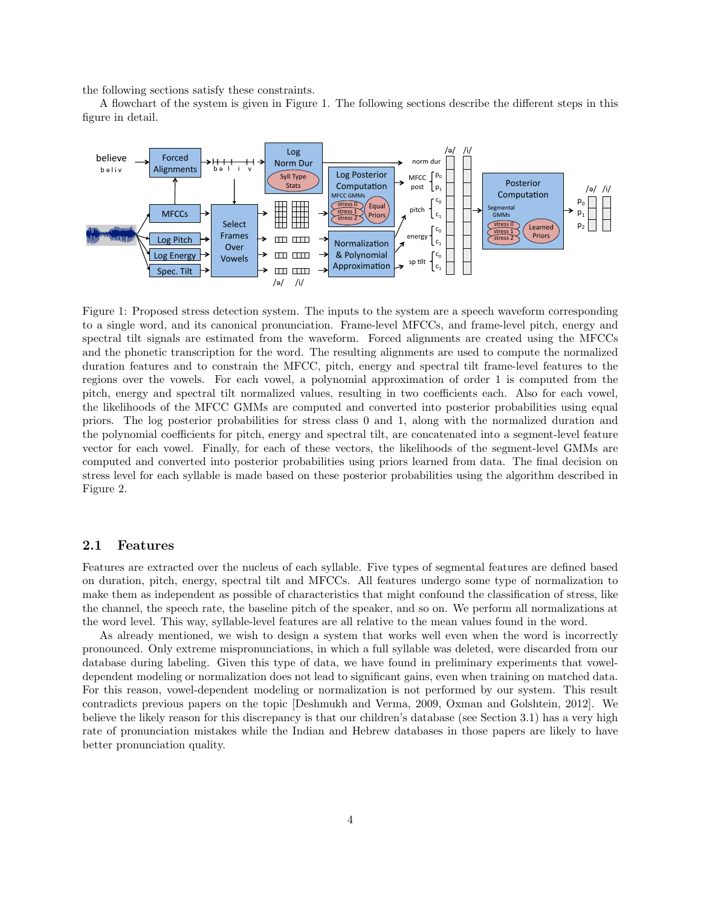the following sections satisfy these constraints.

A flowchart of the system is given in Figure 1. The following sections describe the different steps in this figure in detail.

Figure 1: Proposed stress detection system. The inputs to the system are a speech waveform corresponding to a single word, and its canonical pronunciation. Frame-level MFCCs, and frame-level pitch, energy and spectral tilt signals are estimated from the waveform. Forced alignments are created using the MFCCs and the phonetic transcription for the word. The resulting alignments are used to compute the normalized duration features and to constrain the MFCC, pitch, energy and spectral tilt frame-level features to the regions over the vowels. For each vowel, a polynomial approximation of order 1 is computed from the pitch, energy and spectral tilt normalized values, resulting in two coefficients each. Also for each vowel, the likelihoods of the MFCC GMMs are computed and converted into posterior probabilities using equal priors. The log posterior probabilities for stress class 0 and 1, along with the normalized duration and the polynomial coefficients for pitch, energy and spectral tilt, are concatenated into a segment-level feature vector for each vowel. Finally, for each of these vectors, the likelihoods of the segment-level GMMs are computed and converted into posterior probabilities using priors learned from data. The final decision on stress level for each syllable is made based on these posterior probabilities using the algorithm described in Figure 2.

## 2.1 Features

Features are extracted over the nucleus of each syllable. Five types of segmental features are defined based on duration, pitch, energy, spectral tilt and MFCCs. All features undergo some type of normalization to make them as independent as possible of characteristics that might confound the classification of stress, like the channel, the speech rate, the baseline pitch of the speaker, and so on. We perform all normalizations at the word level. This way, syllable-level features are all relative to the mean values found in the word.

As already mentioned, we wish to design a system that works well even when the word is incorrectly pronounced. Only extreme mispronunciations, in which a full syllable was deleted, were discarded from our database during labeling. Given this type of data, we have found in preliminary experiments that vowel-dependent modeling or normalization does not lead to significant gains, even when training on matched data. For this reason, vowel-dependent modeling or normalization is not performed by our system. This result contradicts previous papers on the topic [Deshmukh and Verma, 2009, Oxman and Golshtein, 2012]. We believe the likely reason for this discrepancy is that our children's database (see Section 3.1) has a very high rate of pronunciation mistakes while the Indian and Hebrew databases in those papers are likely to have better pronunciation quality.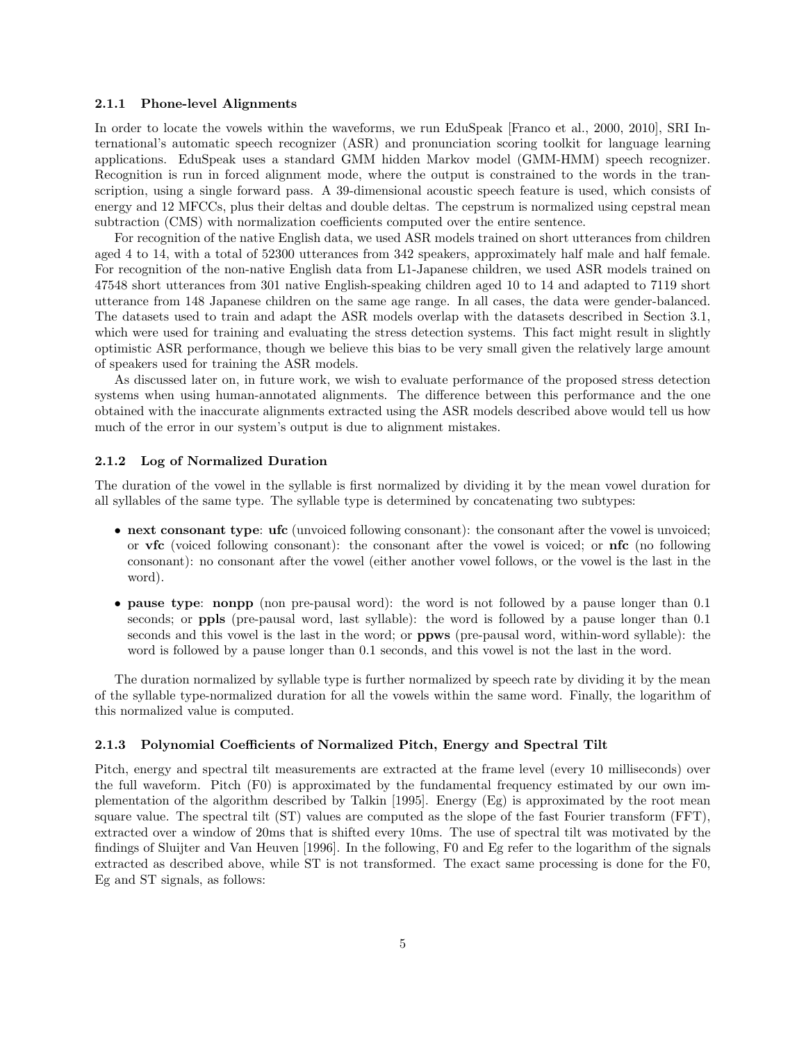#### 2.1.1 Phone-level Alignments

In order to locate the vowels within the waveforms, we run EduSpeak [Franco et al., 2000, 2010], SRI International's automatic speech recognizer (ASR) and pronunciation scoring toolkit for language learning applications. EduSpeak uses a standard GMM hidden Markov model (GMM-HMM) speech recognizer. Recognition is run in forced alignment mode, where the output is constrained to the words in the transcription, using a single forward pass. A 39-dimensional acoustic speech feature is used, which consists of energy and 12 MFCCs, plus their deltas and double deltas. The cepstrum is normalized using cepstral mean subtraction (CMS) with normalization coefficients computed over the entire sentence.

For recognition of the native English data, we used ASR models trained on short utterances from children aged 4 to 14, with a total of 52300 utterances from 342 speakers, approximately half male and half female. For recognition of the non-native English data from L1-Japanese children, we used ASR models trained on 47548 short utterances from 301 native English-speaking children aged 10 to 14 and adapted to 7119 short utterance from 148 Japanese children on the same age range. In all cases, the data were gender-balanced. The datasets used to train and adapt the ASR models overlap with the datasets described in Section 3.1, which were used for training and evaluating the stress detection systems. This fact might result in slightly optimistic ASR performance, though we believe this bias to be very small given the relatively large amount of speakers used for training the ASR models.

As discussed later on, in future work, we wish to evaluate performance of the proposed stress detection systems when using human-annotated alignments. The difference between this performance and the one obtained with the inaccurate alignments extracted using the ASR models described above would tell us how much of the error in our system's output is due to alignment mistakes.

#### 2.1.2 Log of Normalized Duration

The duration of the vowel in the syllable is first normalized by dividing it by the mean vowel duration for all syllables of the same type. The syllable type is determined by concatenating two subtypes:

- **next consonant type**: **ufc** (unvoiced following consonant): the consonant after the vowel is unvoiced; or **vfc** (voiced following consonant): the consonant after the vowel is voiced; or **nfc** (no following consonant): no consonant after the vowel (either another vowel follows, or the vowel is the last in the word).
- **pause type**: **nonpp** (non pre-pausal word): the word is not followed by a pause longer than 0.1 seconds; or **ppls** (pre-pausal word, last syllable): the word is followed by a pause longer than 0.1 seconds and this vowel is the last in the word; or **ppws** (pre-pausal word, within-word syllable): the word is followed by a pause longer than 0.1 seconds, and this vowel is not the last in the word.

The duration normalized by syllable type is further normalized by speech rate by dividing it by the mean of the syllable type-normalized duration for all the vowels within the same word. Finally, the logarithm of this normalized value is computed.

#### 2.1.3 Polynomial Coefficients of Normalized Pitch, Energy and Spectral Tilt

Pitch, energy and spectral tilt measurements are extracted at the frame level (every 10 milliseconds) over the full waveform. Pitch (F0) is approximated by the fundamental frequency estimated by our own implementation of the algorithm described by Talkin [1995]. Energy (Eg) is approximated by the root mean square value. The spectral tilt (ST) values are computed as the slope of the fast Fourier transform (FFT), extracted over a window of 20ms that is shifted every 10ms. The use of spectral tilt was motivated by the findings of Sluijter and Van Heuven [1996]. In the following, F0 and Eg refer to the logarithm of the signals extracted as described above, while ST is not transformed. The exact same processing is done for the F0, Eg and ST signals, as follows: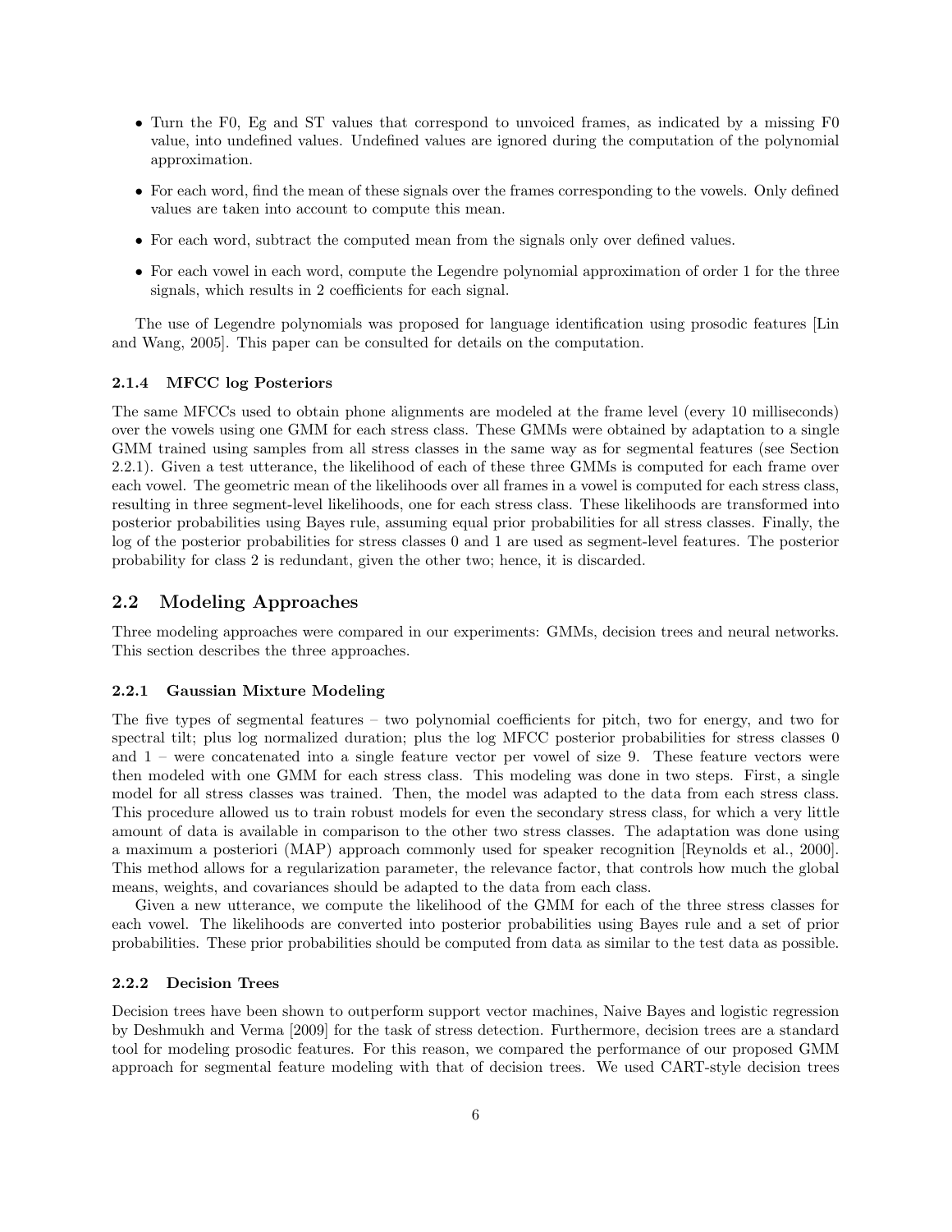- Turn the F0, Eg and ST values that correspond to unvoiced frames, as indicated by a missing F0 value, into undefined values. Undefined values are ignored during the computation of the polynomial approximation.
- For each word, find the mean of these signals over the frames corresponding to the vowels. Only defined values are taken into account to compute this mean.
- For each word, subtract the computed mean from the signals only over defined values.
- For each vowel in each word, compute the Legendre polynomial approximation of order 1 for the three signals, which results in 2 coefficients for each signal.

The use of Legendre polynomials was proposed for language identification using prosodic features [Lin and Wang, 2005]. This paper can be consulted for details on the computation.

#### 2.1.4 MFCC log Posteriors

The same MFCCs used to obtain phone alignments are modeled at the frame level (every 10 milliseconds) over the vowels using one GMM for each stress class. These GMMs were obtained by adaptation to a single GMM trained using samples from all stress classes in the same way as for segmental features (see Section 2.2.1). Given a test utterance, the likelihood of each of these three GMMs is computed for each frame over each vowel. The geometric mean of the likelihoods over all frames in a vowel is computed for each stress class, resulting in three segment-level likelihoods, one for each stress class. These likelihoods are transformed into posterior probabilities using Bayes rule, assuming equal prior probabilities for all stress classes. Finally, the log of the posterior probabilities for stress classes 0 and 1 are used as segment-level features. The posterior probability for class 2 is redundant, given the other two; hence, it is discarded.

### 2.2 Modeling Approaches

Three modeling approaches were compared in our experiments: GMMs, decision trees and neural networks. This section describes the three approaches.

#### 2.2.1 Gaussian Mixture Modeling

The five types of segmental features – two polynomial coefficients for pitch, two for energy, and two for spectral tilt; plus log normalized duration; plus the log MFCC posterior probabilities for stress classes 0 and 1 – were concatenated into a single feature vector per vowel of size 9. These feature vectors were then modeled with one GMM for each stress class. This modeling was done in two steps. First, a single model for all stress classes was trained. Then, the model was adapted to the data from each stress class. This procedure allowed us to train robust models for even the secondary stress class, for which a very little amount of data is available in comparison to the other two stress classes. The adaptation was done using a maximum a posteriori (MAP) approach commonly used for speaker recognition [Reynolds et al., 2000]. This method allows for a regularization parameter, the relevance factor, that controls how much the global means, weights, and covariances should be adapted to the data from each class.

Given a new utterance, we compute the likelihood of the GMM for each of the three stress classes for each vowel. The likelihoods are converted into posterior probabilities using Bayes rule and a set of prior probabilities. These prior probabilities should be computed from data as similar to the test data as possible.

#### 2.2.2 Decision Trees

Decision trees have been shown to outperform support vector machines, Naive Bayes and logistic regression by Deshmukh and Verma [2009] for the task of stress detection. Furthermore, decision trees are a standard tool for modeling prosodic features. For this reason, we compared the performance of our proposed GMM approach for segmental feature modeling with that of decision trees. We used CART-style decision trees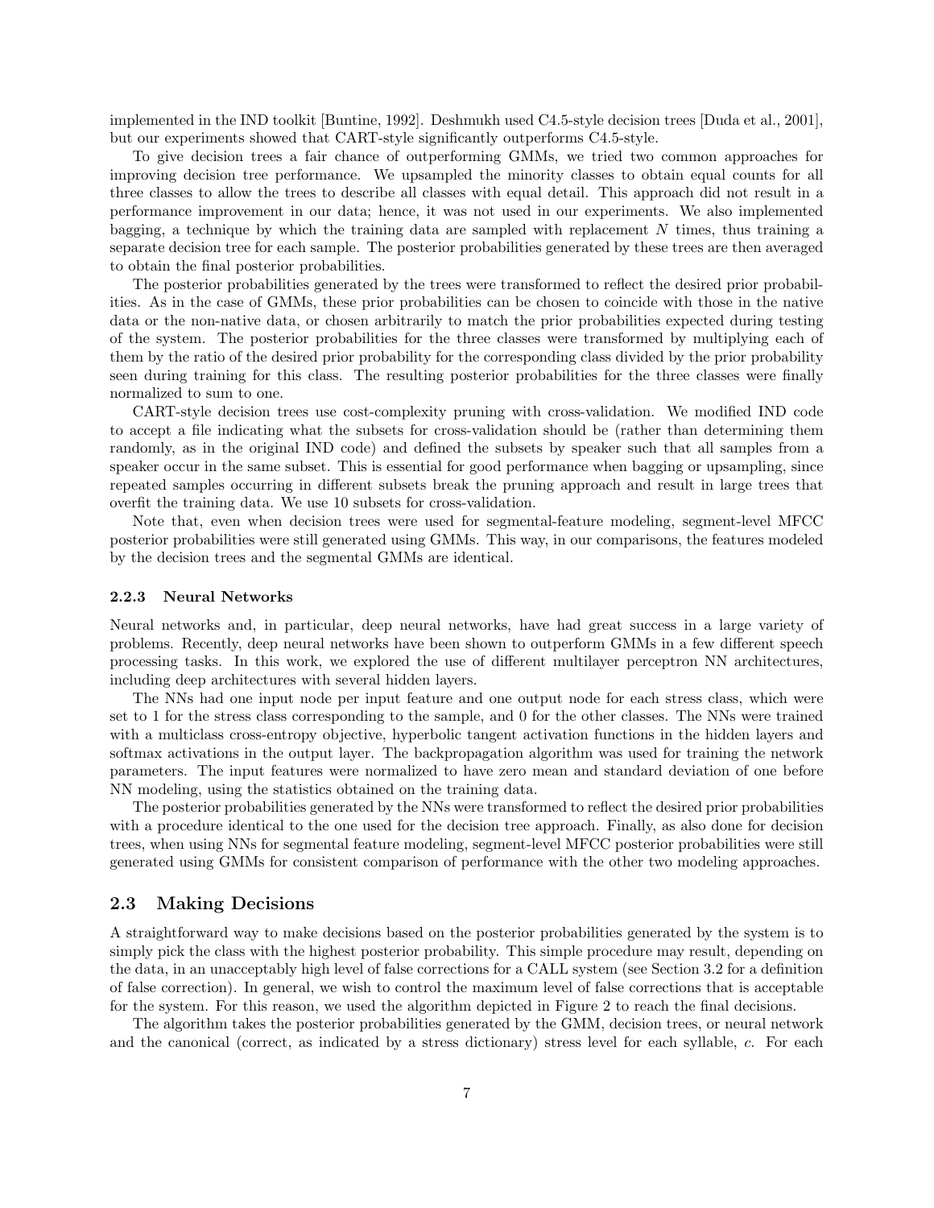implemented in the IND toolkit [Buntine, 1992]. Deshmukh used C4.5-style decision trees [Duda et al., 2001], but our experiments showed that CART-style significantly outperforms C4.5-style.

To give decision trees a fair chance of outperforming GMMs, we tried two common approaches for improving decision tree performance. We upsampled the minority classes to obtain equal counts for all three classes to allow the trees to describe all classes with equal detail. This approach did not result in a performance improvement in our data; hence, it was not used in our experiments. We also implemented bagging, a technique by which the training data are sampled with replacement $N$ times, thus training a separate decision tree for each sample. The posterior probabilities generated by these trees are then averaged to obtain the final posterior probabilities.

The posterior probabilities generated by the trees were transformed to reflect the desired prior probabilities. As in the case of GMMs, these prior probabilities can be chosen to coincide with those in the native data or the non-native data, or chosen arbitrarily to match the prior probabilities expected during testing of the system. The posterior probabilities for the three classes were transformed by multiplying each of them by the ratio of the desired prior probability for the corresponding class divided by the prior probability seen during training for this class. The resulting posterior probabilities for the three classes were finally normalized to sum to one.

CART-style decision trees use cost-complexity pruning with cross-validation. We modified IND code to accept a file indicating what the subsets for cross-validation should be (rather than determining them randomly, as in the original IND code) and defined the subsets by speaker such that all samples from a speaker occur in the same subset. This is essential for good performance when bagging or upsampling, since repeated samples occurring in different subsets break the pruning approach and result in large trees that overfit the training data. We use 10 subsets for cross-validation.

Note that, even when decision trees were used for segmental-feature modeling, segment-level MFCC posterior probabilities were still generated using GMMs. This way, in our comparisons, the features modeled by the decision trees and the segmental GMMs are identical.

### 2.2.3 Neural Networks

Neural networks and, in particular, deep neural networks, have had great success in a large variety of problems. Recently, deep neural networks have been shown to outperform GMMs in a few different speech processing tasks. In this work, we explored the use of different multilayer perceptron NN architectures, including deep architectures with several hidden layers.

The NNs had one input node per input feature and one output node for each stress class, which were set to 1 for the stress class corresponding to the sample, and 0 for the other classes. The NNs were trained with a multiclass cross-entropy objective, hyperbolic tangent activation functions in the hidden layers and softmax activations in the output layer. The backpropagation algorithm was used for training the network parameters. The input features were normalized to have zero mean and standard deviation of one before NN modeling, using the statistics obtained on the training data.

The posterior probabilities generated by the NNs were transformed to reflect the desired prior probabilities with a procedure identical to the one used for the decision tree approach. Finally, as also done for decision trees, when using NNs for segmental feature modeling, segment-level MFCC posterior probabilities were still generated using GMMs for consistent comparison of performance with the other two modeling approaches.

## 2.3 Making Decisions

A straightforward way to make decisions based on the posterior probabilities generated by the system is to simply pick the class with the highest posterior probability. This simple procedure may result, depending on the data, in an unacceptably high level of false corrections for a CALL system (see Section 3.2 for a definition of false correction). In general, we wish to control the maximum level of false corrections that is acceptable for the system. For this reason, we used the algorithm depicted in Figure 2 to reach the final decisions.

The algorithm takes the posterior probabilities generated by the GMM, decision trees, or neural network and the canonical (correct, as indicated by a stress dictionary) stress level for each syllable, $c$. For each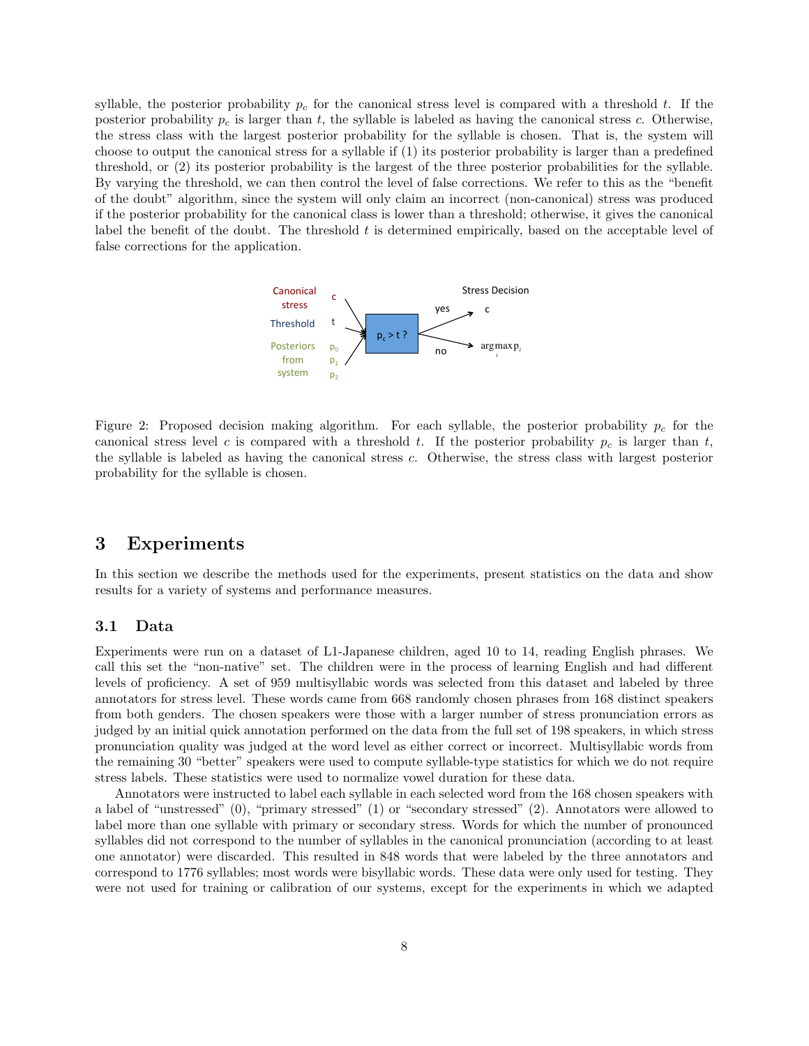syllable, the posterior probability $p_c$ for the canonical stress level is compared with a threshold $t$. If the posterior probability $p_c$ is larger than $t$, the syllable is labeled as having the canonical stress $c$. Otherwise, the stress class with the largest posterior probability for the syllable is chosen. That is, the system will choose to output the canonical stress for a syllable if (1) its posterior probability is larger than a predefined threshold, or (2) its posterior probability is the largest of the three posterior probabilities for the syllable. By varying the threshold, we can then control the level of false corrections. We refer to this as the "benefit of the doubt" algorithm, since the system will only claim an incorrect (non-canonical) stress was produced if the posterior probability for the canonical class is lower than a threshold; otherwise, it gives the canonical label the benefit of the doubt. The threshold $t$ is determined empirically, based on the acceptable level of false corrections for the application.

Figure 2: Proposed decision making algorithm. For each syllable, the posterior probability $p_c$ for the canonical stress level $c$ is compared with a threshold $t$. If the posterior probability $p_c$ is larger than $t$, the syllable is labeled as having the canonical stress $c$. Otherwise, the stress class with largest posterior probability for the syllable is chosen.

# 3 Experiments

In this section we describe the methods used for the experiments, present statistics on the data and show results for a variety of systems and performance measures.

## 3.1 Data

Experiments were run on a dataset of L1-Japanese children, aged 10 to 14, reading English phrases. We call this set the "non-native" set. The children were in the process of learning English and had different levels of proficiency. A set of 959 multisyllabic words was selected from this dataset and labeled by three annotators for stress level. These words came from 668 randomly chosen phrases from 168 distinct speakers from both genders. The chosen speakers were those with a larger number of stress pronunciation errors as judged by an initial quick annotation performed on the data from the full set of 198 speakers, in which stress pronunciation quality was judged at the word level as either correct or incorrect. Multisyllabic words from the remaining 30 "better" speakers were used to compute syllable-type statistics for which we do not require stress labels. These statistics were used to normalize vowel duration for these data.

Annotators were instructed to label each syllable in each selected word from the 168 chosen speakers with a label of "unstressed" (0), "primary stressed" (1) or "secondary stressed" (2). Annotators were allowed to label more than one syllable with primary or secondary stress. Words for which the number of pronounced syllables did not correspond to the number of syllables in the canonical pronunciation (according to at least one annotator) were discarded. This resulted in 848 words that were labeled by the three annotators and correspond to 1776 syllables; most words were bisyllabic words. These data were only used for testing. They were not used for training or calibration of our systems, except for the experiments in which we adapted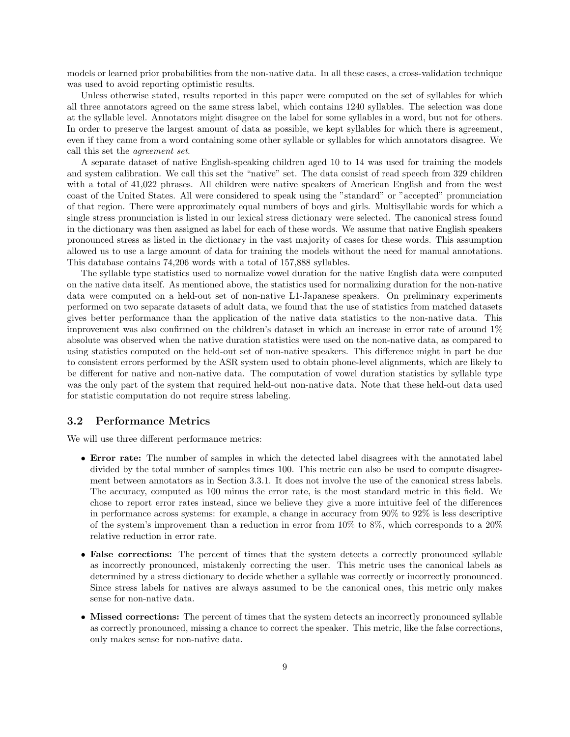models or learned prior probabilities from the non-native data. In all these cases, a cross-validation technique was used to avoid reporting optimistic results.

Unless otherwise stated, results reported in this paper were computed on the set of syllables for which all three annotators agreed on the same stress label, which contains 1240 syllables. The selection was done at the syllable level. Annotators might disagree on the label for some syllables in a word, but not for others. In order to preserve the largest amount of data as possible, we kept syllables for which there is agreement, even if they came from a word containing some other syllable or syllables for which annotators disagree. We call this set the *agreement set*.

A separate dataset of native English-speaking children aged 10 to 14 was used for training the models and system calibration. We call this set the "native" set. The data consist of read speech from 329 children with a total of 41,022 phrases. All children were native speakers of American English and from the west coast of the United States. All were considered to speak using the "standard" or "accepted" pronunciation of that region. There were approximately equal numbers of boys and girls. Multisyllabic words for which a single stress pronunciation is listed in our lexical stress dictionary were selected. The canonical stress found in the dictionary was then assigned as label for each of these words. We assume that native English speakers pronounced stress as listed in the dictionary in the vast majority of cases for these words. This assumption allowed us to use a large amount of data for training the models without the need for manual annotations. This database contains 74,206 words with a total of 157,888 syllables.

The syllable type statistics used to normalize vowel duration for the native English data were computed on the native data itself. As mentioned above, the statistics used for normalizing duration for the non-native data were computed on a held-out set of non-native L1-Japanese speakers. On preliminary experiments performed on two separate datasets of adult data, we found that the use of statistics from matched datasets gives better performance than the application of the native data statistics to the non-native data. This improvement was also confirmed on the children's dataset in which an increase in error rate of around 1% absolute was observed when the native duration statistics were used on the non-native data, as compared to using statistics computed on the held-out set of non-native speakers. This difference might in part be due to consistent errors performed by the ASR system used to obtain phone-level alignments, which are likely to be different for native and non-native data. The computation of vowel duration statistics by syllable type was the only part of the system that required held-out non-native data. Note that these held-out data used for statistic computation do not require stress labeling.

### 3.2 Performance Metrics

We will use three different performance metrics:

- **Error rate:** The number of samples in which the detected label disagrees with the annotated label divided by the total number of samples times 100. This metric can also be used to compute disagreement between annotators as in Section 3.3.1. It does not involve the use of the canonical stress labels. The accuracy, computed as 100 minus the error rate, is the most standard metric in this field. We chose to report error rates instead, since we believe they give a more intuitive feel of the differences in performance across systems: for example, a change in accuracy from 90% to 92% is less descriptive of the system's improvement than a reduction in error from 10% to 8%, which corresponds to a 20% relative reduction in error rate.
- **False corrections:** The percent of times that the system detects a correctly pronounced syllable as incorrectly pronounced, mistakenly correcting the user. This metric uses the canonical labels as determined by a stress dictionary to decide whether a syllable was correctly or incorrectly pronounced. Since stress labels for natives are always assumed to be the canonical ones, this metric only makes sense for non-native data.
- **Missed corrections:** The percent of times that the system detects an incorrectly pronounced syllable as correctly pronounced, missing a chance to correct the speaker. This metric, like the false corrections, only makes sense for non-native data.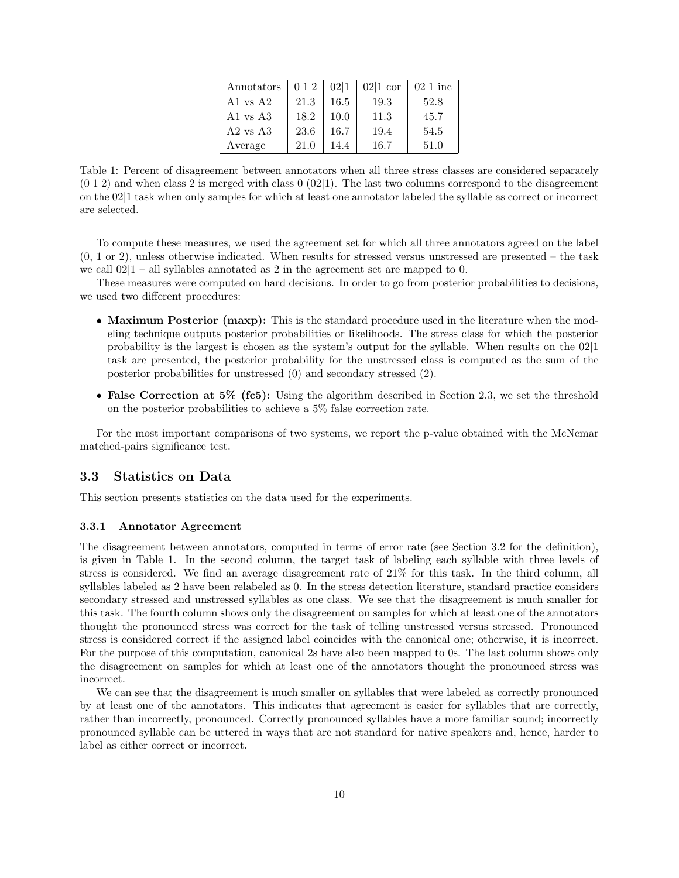| Annotators | 0\|1\|2 | 02\|1 | 02\|1 cor | 02\|1 inc |
|---|---|---|---|---|
| A1 vs A2 | 21.3 | 16.5 | 19.3 | 52.8 |
| A1 vs A3 | 18.2 | 10.0 | 11.3 | 45.7 |
| A2 vs A3 | 23.6 | 16.7 | 19.4 | 54.5 |
| Average | 21.0 | 14.4 | 16.7 | 51.0 |

Table 1: Percent of disagreement between annotators when all three stress classes are considered separately (0|1|2) and when class 2 is merged with class 0 (02|1). The last two columns correspond to the disagreement on the 02|1 task when only samples for which at least one annotator labeled the syllable as correct or incorrect are selected.

To compute these measures, we used the agreement set for which all three annotators agreed on the label (0, 1 or 2), unless otherwise indicated. When results for stressed versus unstressed are presented – the task we call 02|1 – all syllables annotated as 2 in the agreement set are mapped to 0.

These measures were computed on hard decisions. In order to go from posterior probabilities to decisions, we used two different procedures:

- **Maximum Posterior (maxp):** This is the standard procedure used in the literature when the modeling technique outputs posterior probabilities or likelihoods. The stress class for which the posterior probability is the largest is chosen as the system's output for the syllable. When results on the 02|1 task are presented, the posterior probability for the unstressed class is computed as the sum of the posterior probabilities for unstressed (0) and secondary stressed (2).
- **False Correction at 5% (fc5):** Using the algorithm described in Section 2.3, we set the threshold on the posterior probabilities to achieve a 5% false correction rate.

For the most important comparisons of two systems, we report the p-value obtained with the McNemar matched-pairs significance test.

## 3.3 Statistics on Data

This section presents statistics on the data used for the experiments.

### 3.3.1 Annotator Agreement

The disagreement between annotators, computed in terms of error rate (see Section 3.2 for the definition), is given in Table 1. In the second column, the target task of labeling each syllable with three levels of stress is considered. We find an average disagreement rate of 21% for this task. In the third column, all syllables labeled as 2 have been relabeled as 0. In the stress detection literature, standard practice considers secondary stressed and unstressed syllables as one class. We see that the disagreement is much smaller for this task. The fourth column shows only the disagreement on samples for which at least one of the annotators thought the pronounced stress was correct for the task of telling unstressed versus stressed. Pronounced stress is considered correct if the assigned label coincides with the canonical one; otherwise, it is incorrect. For the purpose of this computation, canonical 2s have also been mapped to 0s. The last column shows only the disagreement on samples for which at least one of the annotators thought the pronounced stress was incorrect.

We can see that the disagreement is much smaller on syllables that were labeled as correctly pronounced by at least one of the annotators. This indicates that agreement is easier for syllables that are correctly, rather than incorrectly, pronounced. Correctly pronounced syllables have a more familiar sound; incorrectly pronounced syllable can be uttered in ways that are not standard for native speakers and, hence, harder to label as either correct or incorrect.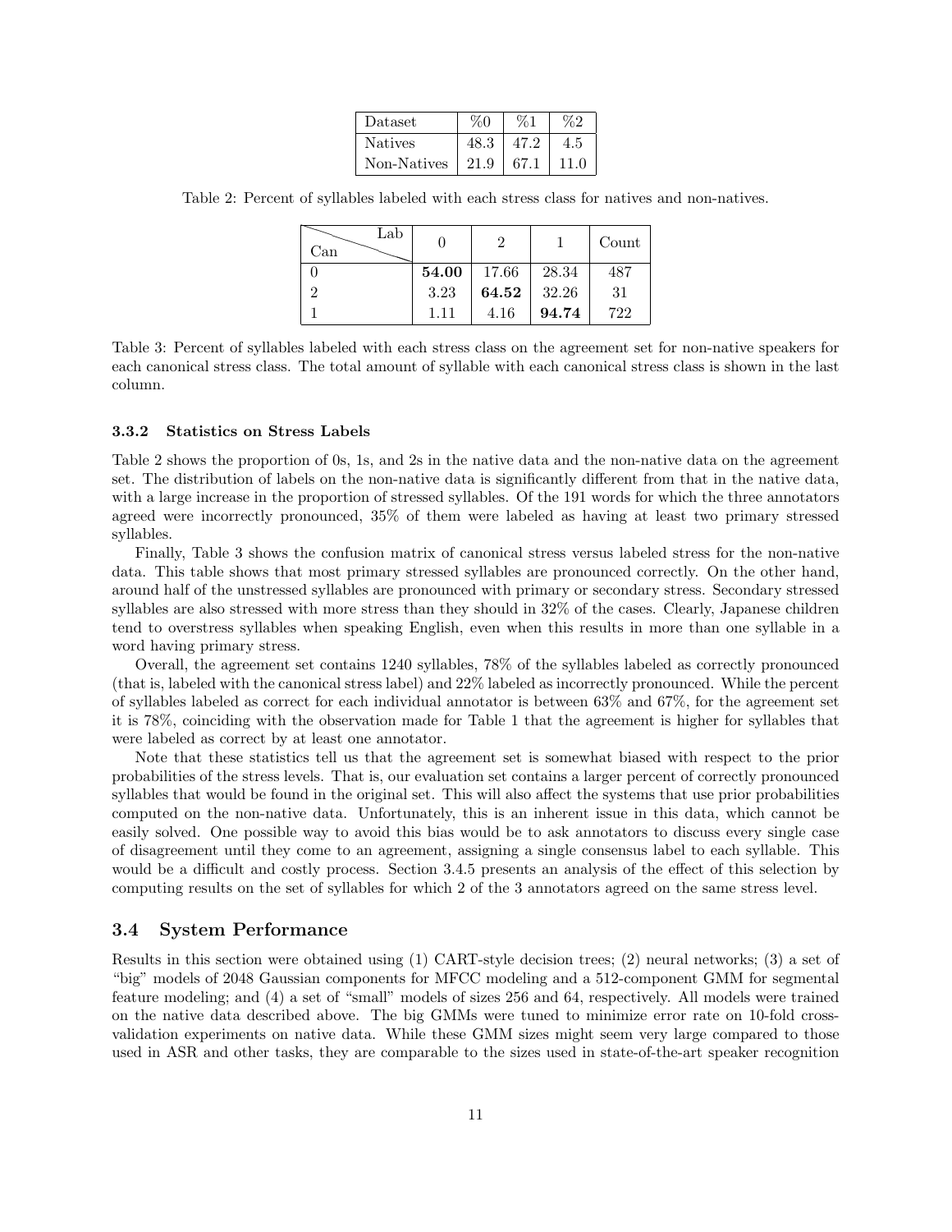| Dataset | %0 | %1 | %2 |
| --- | --- | --- | --- |
| Natives | 48.3 | 47.2 | 4.5 |
| Non-Natives | 21.9 | 67.1 | 11.0 |

Table 2: Percent of syllables labeled with each stress class for natives and non-natives.

| Can \ Lab | 0 | 2 | 1 | Count |
| --- | --- | --- | --- | --- |
| 0 | **54.00** | 17.66 | 28.34 | 487 |
| 2 | 3.23 | **64.52** | 32.26 | 31 |
| 1 | 1.11 | 4.16 | **94.74** | 722 |

Table 3: Percent of syllables labeled with each stress class on the agreement set for non-native speakers for each canonical stress class. The total amount of syllable with each canonical stress class is shown in the last column.

### 3.3.2 Statistics on Stress Labels

Table 2 shows the proportion of 0s, 1s, and 2s in the native data and the non-native data on the agreement set. The distribution of labels on the non-native data is significantly different from that in the native data, with a large increase in the proportion of stressed syllables. Of the 191 words for which the three annotators agreed were incorrectly pronounced, 35% of them were labeled as having at least two primary stressed syllables.

Finally, Table 3 shows the confusion matrix of canonical stress versus labeled stress for the non-native data. This table shows that most primary stressed syllables are pronounced correctly. On the other hand, around half of the unstressed syllables are pronounced with primary or secondary stress. Secondary stressed syllables are also stressed with more stress than they should in 32% of the cases. Clearly, Japanese children tend to overstress syllables when speaking English, even when this results in more than one syllable in a word having primary stress.

Overall, the agreement set contains 1240 syllables, 78% of the syllables labeled as correctly pronounced (that is, labeled with the canonical stress label) and 22% labeled as incorrectly pronounced. While the percent of syllables labeled as correct for each individual annotator is between 63% and 67%, for the agreement set it is 78%, coinciding with the observation made for Table 1 that the agreement is higher for syllables that were labeled as correct by at least one annotator.

Note that these statistics tell us that the agreement set is somewhat biased with respect to the prior probabilities of the stress levels. That is, our evaluation set contains a larger percent of correctly pronounced syllables that would be found in the original set. This will also affect the systems that use prior probabilities computed on the non-native data. Unfortunately, this is an inherent issue in this data, which cannot be easily solved. One possible way to avoid this bias would be to ask annotators to discuss every single case of disagreement until they come to an agreement, assigning a single consensus label to each syllable. This would be a difficult and costly process. Section 3.4.5 presents an analysis of the effect of this selection by computing results on the set of syllables for which 2 of the 3 annotators agreed on the same stress level.

## 3.4 System Performance

Results in this section were obtained using (1) CART-style decision trees; (2) neural networks; (3) a set of "big" models of 2048 Gaussian components for MFCC modeling and a 512-component GMM for segmental feature modeling; and (4) a set of "small" models of sizes 256 and 64, respectively. All models were trained on the native data described above. The big GMMs were tuned to minimize error rate on 10-fold cross-validation experiments on native data. While these GMM sizes might seem very large compared to those used in ASR and other tasks, they are comparable to the sizes used in state-of-the-art speaker recognition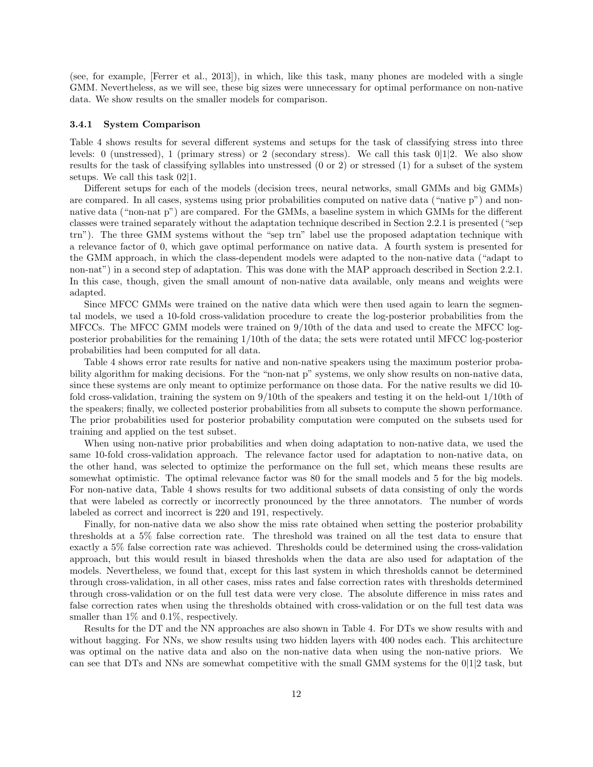(see, for example, [Ferrer et al., 2013]), in which, like this task, many phones are modeled with a single GMM. Nevertheless, as we will see, these big sizes were unnecessary for optimal performance on non-native data. We show results on the smaller models for comparison.

### 3.4.1 System Comparison

Table 4 shows results for several different systems and setups for the task of classifying stress into three levels: 0 (unstressed), 1 (primary stress) or 2 (secondary stress). We call this task 0|1|2. We also show results for the task of classifying syllables into unstressed (0 or 2) or stressed (1) for a subset of the system setups. We call this task 02|1.

Different setups for each of the models (decision trees, neural networks, small GMMs and big GMMs) are compared. In all cases, systems using prior probabilities computed on native data ("native p") and non-native data ("non-nat p") are compared. For the GMMs, a baseline system in which GMMs for the different classes were trained separately without the adaptation technique described in Section 2.2.1 is presented ("sep trn"). The three GMM systems without the "sep trn" label use the proposed adaptation technique with a relevance factor of 0, which gave optimal performance on native data. A fourth system is presented for the GMM approach, in which the class-dependent models were adapted to the non-native data ("adapt to non-nat") in a second step of adaptation. This was done with the MAP approach described in Section 2.2.1. In this case, though, given the small amount of non-native data available, only means and weights were adapted.

Since MFCC GMMs were trained on the native data which were then used again to learn the segmental models, we used a 10-fold cross-validation procedure to create the log-posterior probabilities from the MFCCs. The MFCC GMM models were trained on 9/10th of the data and used to create the MFCC log-posterior probabilities for the remaining 1/10th of the data; the sets were rotated until MFCC log-posterior probabilities had been computed for all data.

Table 4 shows error rate results for native and non-native speakers using the maximum posterior probability algorithm for making decisions. For the "non-nat p" systems, we only show results on non-native data, since these systems are only meant to optimize performance on those data. For the native results we did 10-fold cross-validation, training the system on 9/10th of the speakers and testing it on the held-out 1/10th of the speakers; finally, we collected posterior probabilities from all subsets to compute the shown performance. The prior probabilities used for posterior probability computation were computed on the subsets used for training and applied on the test subset.

When using non-native prior probabilities and when doing adaptation to non-native data, we used the same 10-fold cross-validation approach. The relevance factor used for adaptation to non-native data, on the other hand, was selected to optimize the performance on the full set, which means these results are somewhat optimistic. The optimal relevance factor was 80 for the small models and 5 for the big models. For non-native data, Table 4 shows results for two additional subsets of data consisting of only the words that were labeled as correctly or incorrectly pronounced by the three annotators. The number of words labeled as correct and incorrect is 220 and 191, respectively.

Finally, for non-native data we also show the miss rate obtained when setting the posterior probability thresholds at a 5% false correction rate. The threshold was trained on all the test data to ensure that exactly a 5% false correction rate was achieved. Thresholds could be determined using the cross-validation approach, but this would result in biased thresholds when the data are also used for adaptation of the models. Nevertheless, we found that, except for this last system in which thresholds cannot be determined through cross-validation, in all other cases, miss rates and false correction rates with thresholds determined through cross-validation or on the full test data were very close. The absolute difference in miss rates and false correction rates when using the thresholds obtained with cross-validation or on the full test data was smaller than 1% and 0.1%, respectively.

Results for the DT and the NN approaches are also shown in Table 4. For DTs we show results with and without bagging. For NNs, we show results using two hidden layers with 400 nodes each. This architecture was optimal on the native data and also on the non-native data when using the non-native priors. We can see that DTs and NNs are somewhat competitive with the small GMM systems for the 0|1|2 task, but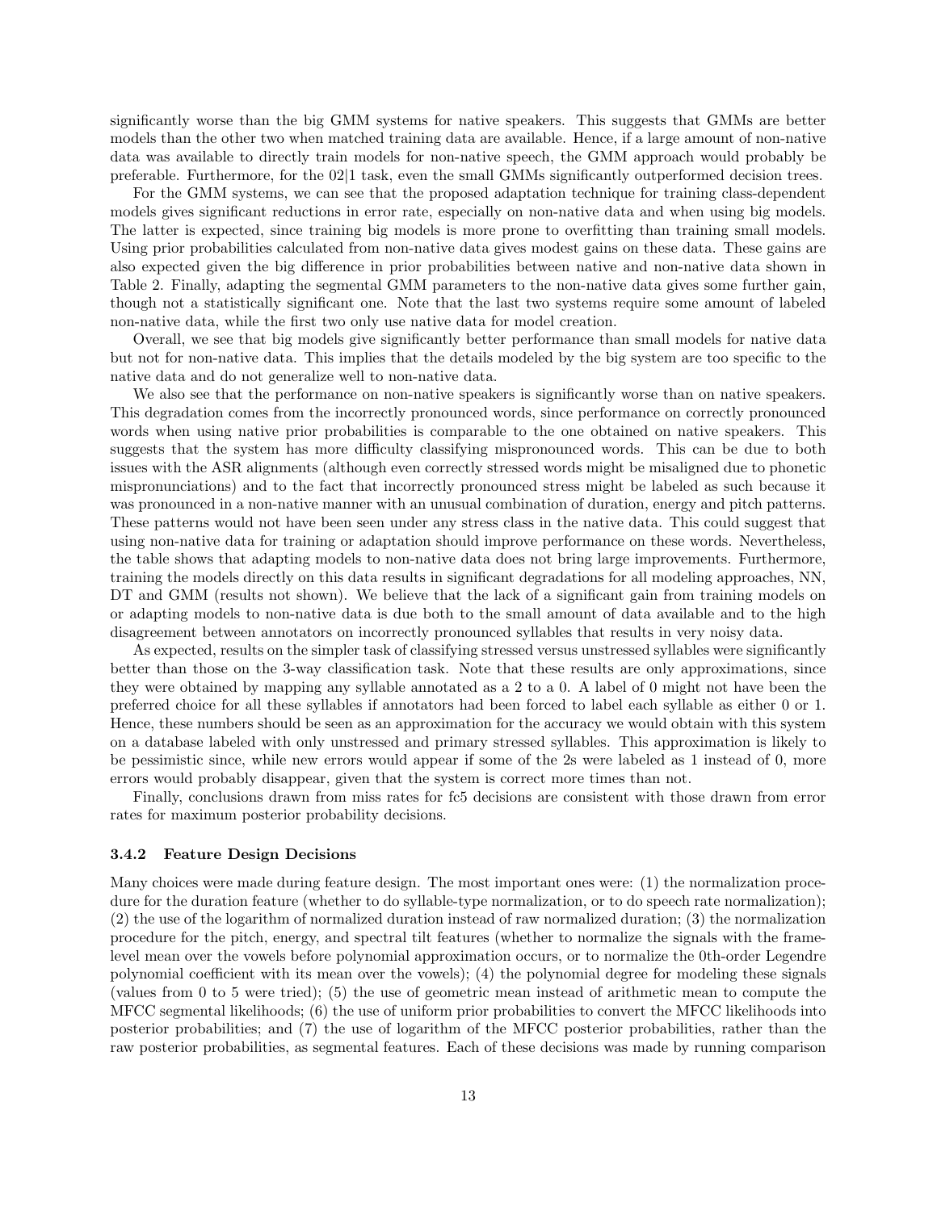significantly worse than the big GMM systems for native speakers. This suggests that GMMs are better models than the other two when matched training data are available. Hence, if a large amount of non-native data was available to directly train models for non-native speech, the GMM approach would probably be preferable. Furthermore, for the 02|1 task, even the small GMMs significantly outperformed decision trees.

For the GMM systems, we can see that the proposed adaptation technique for training class-dependent models gives significant reductions in error rate, especially on non-native data and when using big models. The latter is expected, since training big models is more prone to overfitting than training small models. Using prior probabilities calculated from non-native data gives modest gains on these data. These gains are also expected given the big difference in prior probabilities between native and non-native data shown in Table 2. Finally, adapting the segmental GMM parameters to the non-native data gives some further gain, though not a statistically significant one. Note that the last two systems require some amount of labeled non-native data, while the first two only use native data for model creation.

Overall, we see that big models give significantly better performance than small models for native data but not for non-native data. This implies that the details modeled by the big system are too specific to the native data and do not generalize well to non-native data.

We also see that the performance on non-native speakers is significantly worse than on native speakers. This degradation comes from the incorrectly pronounced words, since performance on correctly pronounced words when using native prior probabilities is comparable to the one obtained on native speakers. This suggests that the system has more difficulty classifying mispronounced words. This can be due to both issues with the ASR alignments (although even correctly stressed words might be misaligned due to phonetic mispronunciations) and to the fact that incorrectly pronounced stress might be labeled as such because it was pronounced in a non-native manner with an unusual combination of duration, energy and pitch patterns. These patterns would not have been seen under any stress class in the native data. This could suggest that using non-native data for training or adaptation should improve performance on these words. Nevertheless, the table shows that adapting models to non-native data does not bring large improvements. Furthermore, training the models directly on this data results in significant degradations for all modeling approaches, NN, DT and GMM (results not shown). We believe that the lack of a significant gain from training models on or adapting models to non-native data is due both to the small amount of data available and to the high disagreement between annotators on incorrectly pronounced syllables that results in very noisy data.

As expected, results on the simpler task of classifying stressed versus unstressed syllables were significantly better than those on the 3-way classification task. Note that these results are only approximations, since they were obtained by mapping any syllable annotated as a 2 to a 0. A label of 0 might not have been the preferred choice for all these syllables if annotators had been forced to label each syllable as either 0 or 1. Hence, these numbers should be seen as an approximation for the accuracy we would obtain with this system on a database labeled with only unstressed and primary stressed syllables. This approximation is likely to be pessimistic since, while new errors would appear if some of the 2s were labeled as 1 instead of 0, more errors would probably disappear, given that the system is correct more times than not.

Finally, conclusions drawn from miss rates for fc5 decisions are consistent with those drawn from error rates for maximum posterior probability decisions.

### 3.4.2 Feature Design Decisions

Many choices were made during feature design. The most important ones were: (1) the normalization procedure for the duration feature (whether to do syllable-type normalization, or to do speech rate normalization); (2) the use of the logarithm of normalized duration instead of raw normalized duration; (3) the normalization procedure for the pitch, energy, and spectral tilt features (whether to normalize the signals with the frame-level mean over the vowels before polynomial approximation occurs, or to normalize the 0th-order Legendre polynomial coefficient with its mean over the vowels); (4) the polynomial degree for modeling these signals (values from 0 to 5 were tried); (5) the use of geometric mean instead of arithmetic mean to compute the MFCC segmental likelihoods; (6) the use of uniform prior probabilities to convert the MFCC likelihoods into posterior probabilities; and (7) the use of logarithm of the MFCC posterior probabilities, rather than the raw posterior probabilities, as segmental features. Each of these decisions was made by running comparison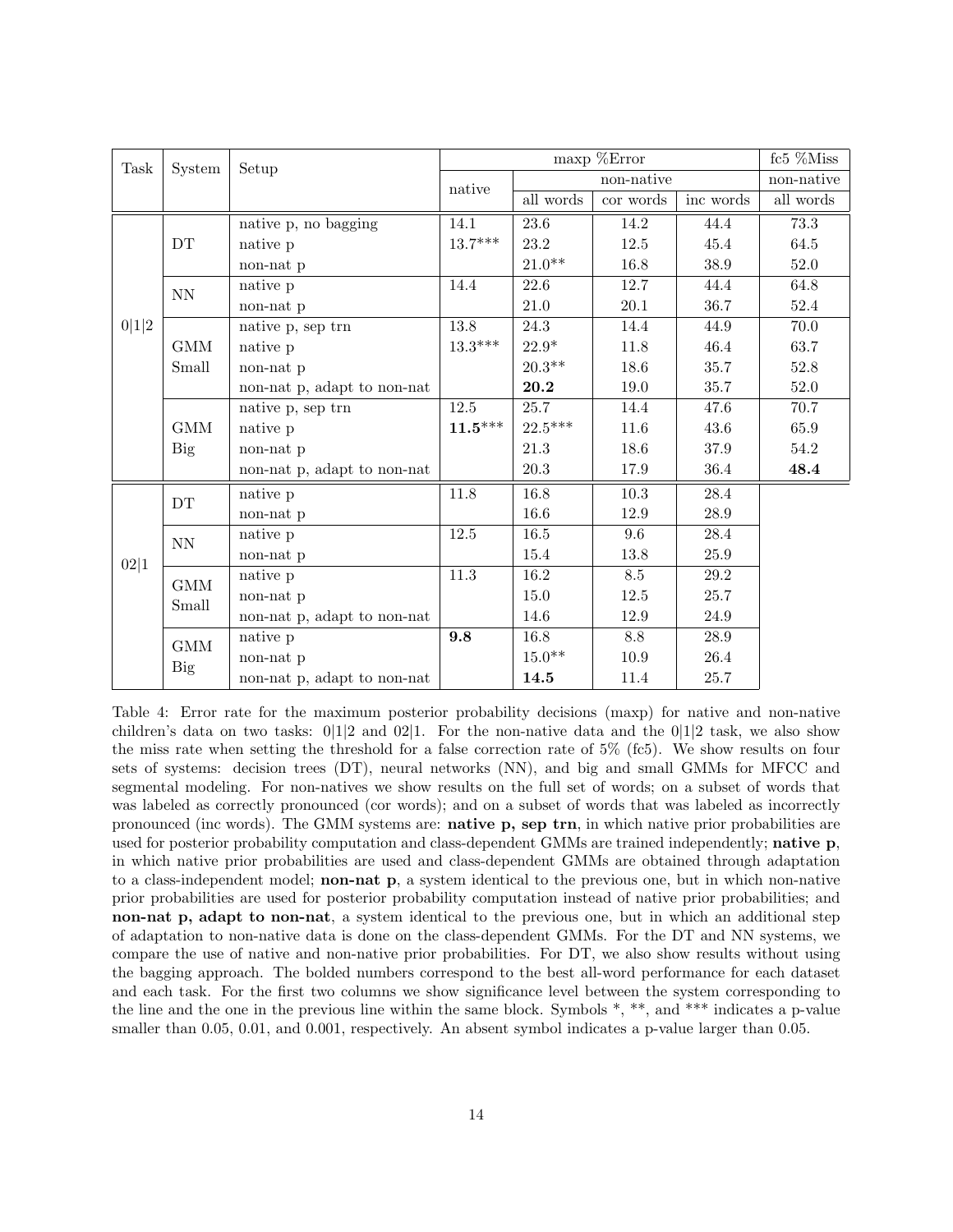| Task | System | Setup | maxp %Error | | | | fc5 %Miss |
|---|---|---|---|---|---|---|---|
| | | | native | non-native | | | non-native |
| | | | | all words | cor words | inc words | all words |
| 0\|1\|2 | DT | native p, no bagging | 14.1 | 23.6 | 14.2 | 44.4 | 73.3 |
| | | native p | 13.7*** | 23.2 | 12.5 | 45.4 | 64.5 |
| | | non-nat p | | 21.0** | 16.8 | 38.9 | 52.0 |
| | NN | native p | 14.4 | 22.6 | 12.7 | 44.4 | 64.8 |
| | | non-nat p | | 21.0 | 20.1 | 36.7 | 52.4 |
| | GMM Small | native p, sep trn | 13.8 | 24.3 | 14.4 | 44.9 | 70.0 |
| | | native p | 13.3*** | 22.9* | 11.8 | 46.4 | 63.7 |
| | | non-nat p | | 20.3** | 18.6 | 35.7 | 52.8 |
| | | non-nat p, adapt to non-nat | | **20.2** | 19.0 | 35.7 | 52.0 |
| | GMM Big | native p, sep trn | 12.5 | 25.7 | 14.4 | 47.6 | 70.7 |
| | | native p | **11.5*****| 22.5*** | 11.6 | 43.6 | 65.9 |
| | | non-nat p | | 21.3 | 18.6 | 37.9 | 54.2 |
| | | non-nat p, adapt to non-nat | | 20.3 | 17.9 | 36.4 | **48.4** |
| 02\|1 | DT | native p | 11.8 | 16.8 | 10.3 | 28.4 | |
| | | non-nat p | | 16.6 | 12.9 | 28.9 | |
| | NN | native p | 12.5 | 16.5 | 9.6 | 28.4 | |
| | | non-nat p | | 15.4 | 13.8 | 25.9 | |
| | GMM Small | native p | 11.3 | 16.2 | 8.5 | 29.2 | |
| | | non-nat p | | 15.0 | 12.5 | 25.7 | |
| | | non-nat p, adapt to non-nat | | 14.6 | 12.9 | 24.9 | |
| | GMM Big | native p | **9.8** | 16.8 | 8.8 | 28.9 | |
| | | non-nat p | | 15.0** | 10.9 | 26.4 | |
| | | non-nat p, adapt to non-nat | | **14.5** | 11.4 | 25.7 | |

Table 4: Error rate for the maximum posterior probability decisions (maxp) for native and non-native children's data on two tasks: 0|1|2 and 02|1. For the non-native data and the 0|1|2 task, we also show the miss rate when setting the threshold for a false correction rate of 5% (fc5). We show results on four sets of systems: decision trees (DT), neural networks (NN), and big and small GMMs for MFCC and segmental modeling. For non-natives we show results on the full set of words; on a subset of words that was labeled as correctly pronounced (cor words); and on a subset of words that was labeled as incorrectly pronounced (inc words). The GMM systems are: **native p, sep trn**, in which native prior probabilities are used for posterior probability computation and class-dependent GMMs are trained independently; **native p**, in which native prior probabilities are used and class-dependent GMMs are obtained through adaptation to a class-independent model; **non-nat p**, a system identical to the previous one, but in which non-native prior probabilities are used for posterior probability computation instead of native prior probabilities; and **non-nat p, adapt to non-nat**, a system identical to the previous one, but in which an additional step of adaptation to non-native data is done on the class-dependent GMMs. For the DT and NN systems, we compare the use of native and non-native prior probabilities. For DT, we also show results without using the bagging approach. The bolded numbers correspond to the best all-word performance for each dataset and each task. For the first two columns we show significance level between the system corresponding to the line and the one in the previous line within the same block. Symbols *, **, and *** indicates a p-value smaller than 0.05, 0.01, and 0.001, respectively. An absent symbol indicates a p-value larger than 0.05.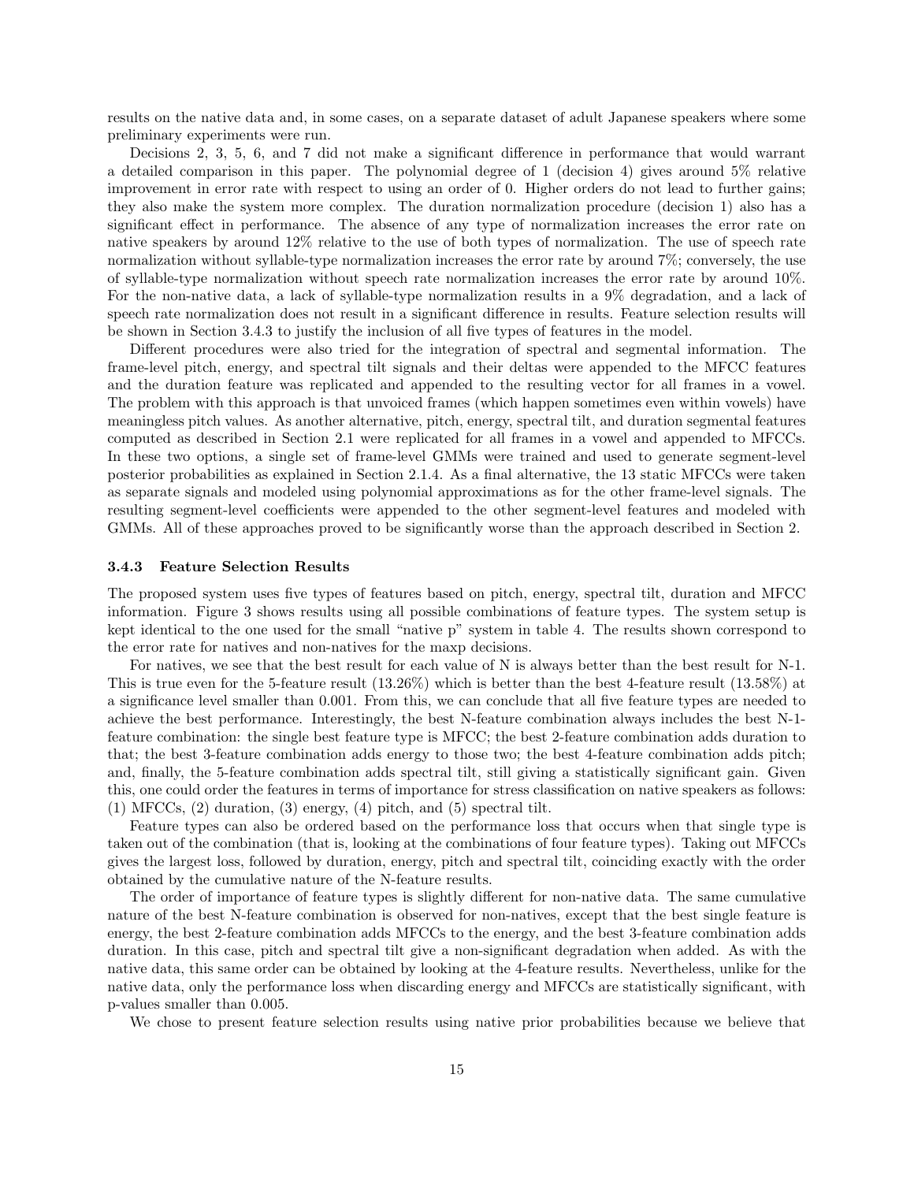results on the native data and, in some cases, on a separate dataset of adult Japanese speakers where some preliminary experiments were run.

Decisions 2, 3, 5, 6, and 7 did not make a significant difference in performance that would warrant a detailed comparison in this paper. The polynomial degree of 1 (decision 4) gives around 5% relative improvement in error rate with respect to using an order of 0. Higher orders do not lead to further gains; they also make the system more complex. The duration normalization procedure (decision 1) also has a significant effect in performance. The absence of any type of normalization increases the error rate on native speakers by around 12% relative to the use of both types of normalization. The use of speech rate normalization without syllable-type normalization increases the error rate by around 7%; conversely, the use of syllable-type normalization without speech rate normalization increases the error rate by around 10%. For the non-native data, a lack of syllable-type normalization results in a 9% degradation, and a lack of speech rate normalization does not result in a significant difference in results. Feature selection results will be shown in Section 3.4.3 to justify the inclusion of all five types of features in the model.

Different procedures were also tried for the integration of spectral and segmental information. The frame-level pitch, energy, and spectral tilt signals and their deltas were appended to the MFCC features and the duration feature was replicated and appended to the resulting vector for all frames in a vowel. The problem with this approach is that unvoiced frames (which happen sometimes even within vowels) have meaningless pitch values. As another alternative, pitch, energy, spectral tilt, and duration segmental features computed as described in Section 2.1 were replicated for all frames in a vowel and appended to MFCCs. In these two options, a single set of frame-level GMMs were trained and used to generate segment-level posterior probabilities as explained in Section 2.1.4. As a final alternative, the 13 static MFCCs were taken as separate signals and modeled using polynomial approximations as for the other frame-level signals. The resulting segment-level coefficients were appended to the other segment-level features and modeled with GMMs. All of these approaches proved to be significantly worse than the approach described in Section 2.

### 3.4.3 Feature Selection Results

The proposed system uses five types of features based on pitch, energy, spectral tilt, duration and MFCC information. Figure 3 shows results using all possible combinations of feature types. The system setup is kept identical to the one used for the small "native p" system in table 4. The results shown correspond to the error rate for natives and non-natives for the maxp decisions.

For natives, we see that the best result for each value of N is always better than the best result for N-1. This is true even for the 5-feature result (13.26%) which is better than the best 4-feature result (13.58%) at a significance level smaller than 0.001. From this, we can conclude that all five feature types are needed to achieve the best performance. Interestingly, the best N-feature combination always includes the best N-1-feature combination: the single best feature type is MFCC; the best 2-feature combination adds duration to that; the best 3-feature combination adds energy to those two; the best 4-feature combination adds pitch; and, finally, the 5-feature combination adds spectral tilt, still giving a statistically significant gain. Given this, one could order the features in terms of importance for stress classification on native speakers as follows: (1) MFCCs, (2) duration, (3) energy, (4) pitch, and (5) spectral tilt.

Feature types can also be ordered based on the performance loss that occurs when that single type is taken out of the combination (that is, looking at the combinations of four feature types). Taking out MFCCs gives the largest loss, followed by duration, energy, pitch and spectral tilt, coinciding exactly with the order obtained by the cumulative nature of the N-feature results.

The order of importance of feature types is slightly different for non-native data. The same cumulative nature of the best N-feature combination is observed for non-natives, except that the best single feature is energy, the best 2-feature combination adds MFCCs to the energy, and the best 3-feature combination adds duration. In this case, pitch and spectral tilt give a non-significant degradation when added. As with the native data, this same order can be obtained by looking at the 4-feature results. Nevertheless, unlike for the native data, only the performance loss when discarding energy and MFCCs are statistically significant, with p-values smaller than 0.005.

We chose to present feature selection results using native prior probabilities because we believe that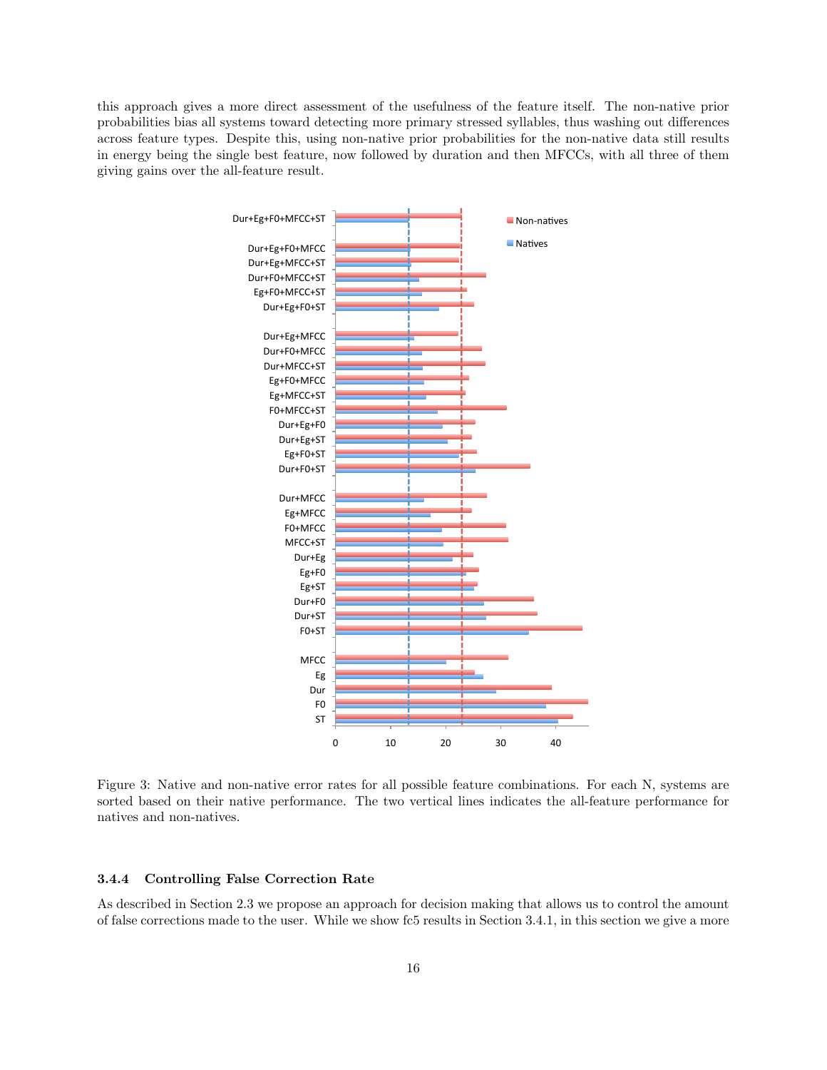this approach gives a more direct assessment of the usefulness of the feature itself. The non-native prior probabilities bias all systems toward detecting more primary stressed syllables, thus washing out differences across feature types. Despite this, using non-native prior probabilities for the non-native data still results in energy being the single best feature, now followed by duration and then MFCCs, with all three of them giving gains over the all-feature result.

Figure 3: Native and non-native error rates for all possible feature combinations. For each N, systems are sorted based on their native performance. The two vertical lines indicates the all-feature performance for natives and non-natives.

#### 3.4.4 Controlling False Correction Rate

As described in Section 2.3 we propose an approach for decision making that allows us to control the amount of false corrections made to the user. While we show fc5 results in Section 3.4.1, in this section we give a more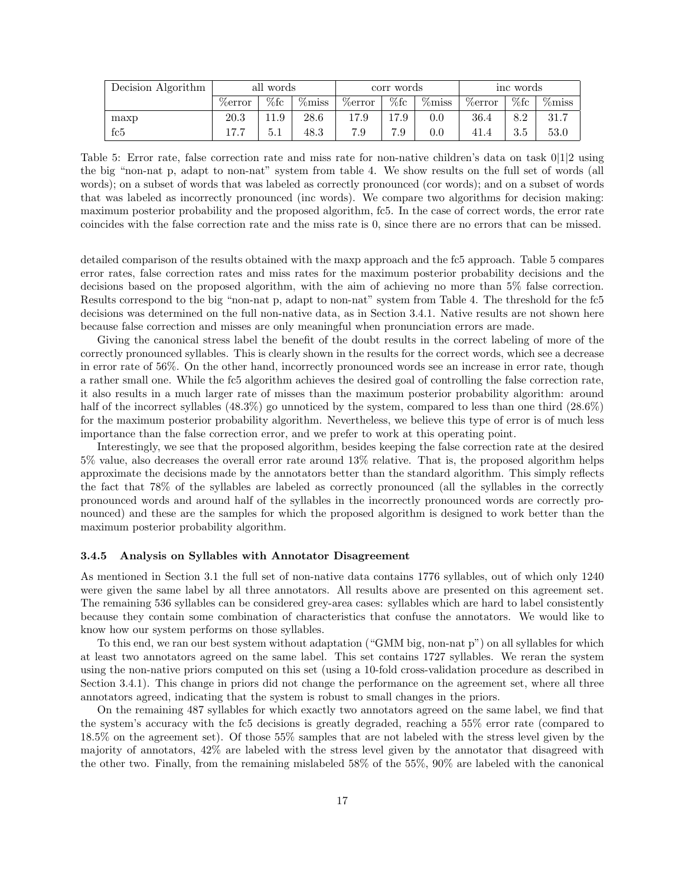| Decision Algorithm | all words | | | corr words | | | inc words | | |
|---|---|---|---|---|---|---|---|---|---|
| | %error | %fc | %miss | %error | %fc | %miss | %error | %fc | %miss |
| maxp | 20.3 | 11.9 | 28.6 | 17.9 | 17.9 | 0.0 | 36.4 | 8.2 | 31.7 |
| fc5 | 17.7 | 5.1 | 48.3 | 7.9 | 7.9 | 0.0 | 41.4 | 3.5 | 53.0 |

Table 5: Error rate, false correction rate and miss rate for non-native children's data on task 0|1|2 using the big "non-nat p, adapt to non-nat" system from table 4. We show results on the full set of words (all words); on a subset of words that was labeled as correctly pronounced (cor words); and on a subset of words that was labeled as incorrectly pronounced (inc words). We compare two algorithms for decision making: maximum posterior probability and the proposed algorithm, fc5. In the case of correct words, the error rate coincides with the false correction rate and the miss rate is 0, since there are no errors that can be missed.

detailed comparison of the results obtained with the maxp approach and the fc5 approach. Table 5 compares error rates, false correction rates and miss rates for the maximum posterior probability decisions and the decisions based on the proposed algorithm, with the aim of achieving no more than 5% false correction. Results correspond to the big "non-nat p, adapt to non-nat" system from Table 4. The threshold for the fc5 decisions was determined on the full non-native data, as in Section 3.4.1. Native results are not shown here because false correction and misses are only meaningful when pronunciation errors are made.

Giving the canonical stress label the benefit of the doubt results in the correct labeling of more of the correctly pronounced syllables. This is clearly shown in the results for the correct words, which see a decrease in error rate of 56%. On the other hand, incorrectly pronounced words see an increase in error rate, though a rather small one. While the fc5 algorithm achieves the desired goal of controlling the false correction rate, it also results in a much larger rate of misses than the maximum posterior probability algorithm: around half of the incorrect syllables (48.3%) go unnoticed by the system, compared to less than one third (28.6%) for the maximum posterior probability algorithm. Nevertheless, we believe this type of error is of much less importance than the false correction error, and we prefer to work at this operating point.

Interestingly, we see that the proposed algorithm, besides keeping the false correction rate at the desired 5% value, also decreases the overall error rate around 13% relative. That is, the proposed algorithm helps approximate the decisions made by the annotators better than the standard algorithm. This simply reflects the fact that 78% of the syllables are labeled as correctly pronounced (all the syllables in the correctly pronounced words and around half of the syllables in the incorrectly pronounced words are correctly pronounced) and these are the samples for which the proposed algorithm is designed to work better than the maximum posterior probability algorithm.

#### 3.4.5 Analysis on Syllables with Annotator Disagreement

As mentioned in Section 3.1 the full set of non-native data contains 1776 syllables, out of which only 1240 were given the same label by all three annotators. All results above are presented on this agreement set. The remaining 536 syllables can be considered grey-area cases: syllables which are hard to label consistently because they contain some combination of characteristics that confuse the annotators. We would like to know how our system performs on those syllables.

To this end, we ran our best system without adaptation ("GMM big, non-nat p") on all syllables for which at least two annotators agreed on the same label. This set contains 1727 syllables. We reran the system using the non-native priors computed on this set (using a 10-fold cross-validation procedure as described in Section 3.4.1). This change in priors did not change the performance on the agreement set, where all three annotators agreed, indicating that the system is robust to small changes in the priors.

On the remaining 487 syllables for which exactly two annotators agreed on the same label, we find that the system's accuracy with the fc5 decisions is greatly degraded, reaching a 55% error rate (compared to 18.5% on the agreement set). Of those 55% samples that are not labeled with the stress level given by the majority of annotators, 42% are labeled with the stress level given by the annotator that disagreed with the other two. Finally, from the remaining mislabeled 58% of the 55%, 90% are labeled with the canonical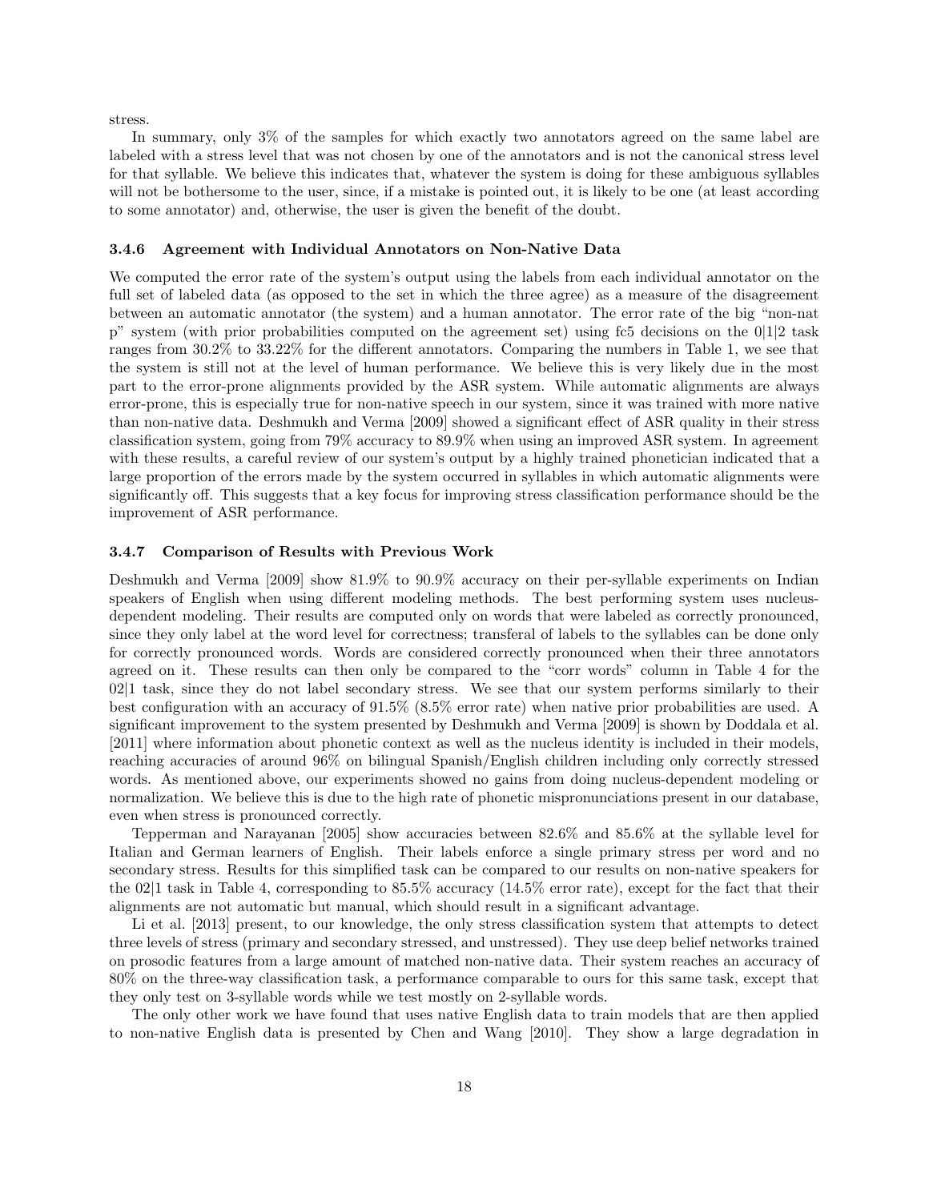stress.

In summary, only 3% of the samples for which exactly two annotators agreed on the same label are labeled with a stress level that was not chosen by one of the annotators and is not the canonical stress level for that syllable. We believe this indicates that, whatever the system is doing for these ambiguous syllables will not be bothersome to the user, since, if a mistake is pointed out, it is likely to be one (at least according to some annotator) and, otherwise, the user is given the benefit of the doubt.

### 3.4.6 Agreement with Individual Annotators on Non-Native Data

We computed the error rate of the system's output using the labels from each individual annotator on the full set of labeled data (as opposed to the set in which the three agree) as a measure of the disagreement between an automatic annotator (the system) and a human annotator. The error rate of the big "non-nat p" system (with prior probabilities computed on the agreement set) using fc5 decisions on the 0|1|2 task ranges from 30.2% to 33.22% for the different annotators. Comparing the numbers in Table 1, we see that the system is still not at the level of human performance. We believe this is very likely due in the most part to the error-prone alignments provided by the ASR system. While automatic alignments are always error-prone, this is especially true for non-native speech in our system, since it was trained with more native than non-native data. Deshmukh and Verma [2009] showed a significant effect of ASR quality in their stress classification system, going from 79% accuracy to 89.9% when using an improved ASR system. In agreement with these results, a careful review of our system's output by a highly trained phonetician indicated that a large proportion of the errors made by the system occurred in syllables in which automatic alignments were significantly off. This suggests that a key focus for improving stress classification performance should be the improvement of ASR performance.

### 3.4.7 Comparison of Results with Previous Work

Deshmukh and Verma [2009] show 81.9% to 90.9% accuracy on their per-syllable experiments on Indian speakers of English when using different modeling methods. The best performing system uses nucleus-dependent modeling. Their results are computed only on words that were labeled as correctly pronounced, since they only label at the word level for correctness; transferal of labels to the syllables can be done only for correctly pronounced words. Words are considered correctly pronounced when their three annotators agreed on it. These results can then only be compared to the "corr words" column in Table 4 for the 02|1 task, since they do not label secondary stress. We see that our system performs similarly to their best configuration with an accuracy of 91.5% (8.5% error rate) when native prior probabilities are used. A significant improvement to the system presented by Deshmukh and Verma [2009] is shown by Doddala et al. [2011] where information about phonetic context as well as the nucleus identity is included in their models, reaching accuracies of around 96% on bilingual Spanish/English children including only correctly stressed words. As mentioned above, our experiments showed no gains from doing nucleus-dependent modeling or normalization. We believe this is due to the high rate of phonetic mispronunciations present in our database, even when stress is pronounced correctly.

Tepperman and Narayanan [2005] show accuracies between 82.6% and 85.6% at the syllable level for Italian and German learners of English. Their labels enforce a single primary stress per word and no secondary stress. Results for this simplified task can be compared to our results on non-native speakers for the 02|1 task in Table 4, corresponding to 85.5% accuracy (14.5% error rate), except for the fact that their alignments are not automatic but manual, which should result in a significant advantage.

Li et al. [2013] present, to our knowledge, the only stress classification system that attempts to detect three levels of stress (primary and secondary stressed, and unstressed). They use deep belief networks trained on prosodic features from a large amount of matched non-native data. Their system reaches an accuracy of 80% on the three-way classification task, a performance comparable to ours for this same task, except that they only test on 3-syllable words while we test mostly on 2-syllable words.

The only other work we have found that uses native English data to train models that are then applied to non-native English data is presented by Chen and Wang [2010]. They show a large degradation in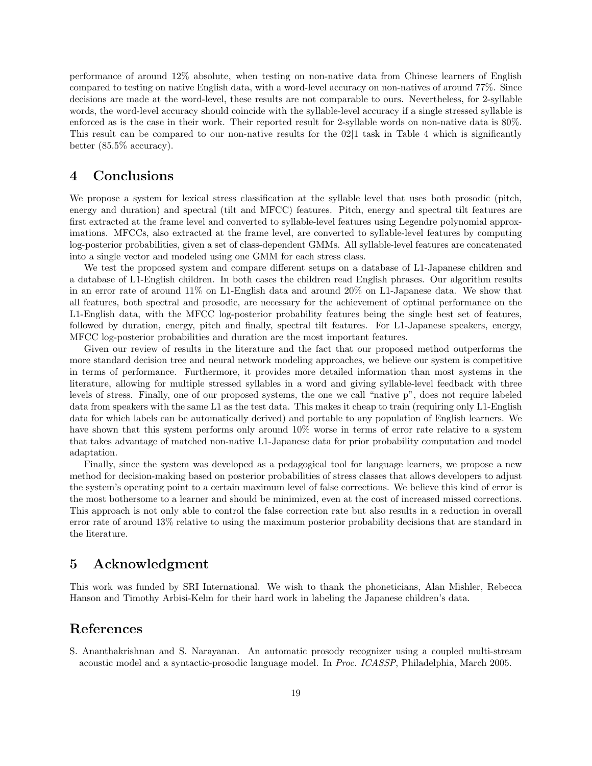performance of around 12% absolute, when testing on non-native data from Chinese learners of English compared to testing on native English data, with a word-level accuracy on non-natives of around 77%. Since decisions are made at the word-level, these results are not comparable to ours. Nevertheless, for 2-syllable words, the word-level accuracy should coincide with the syllable-level accuracy if a single stressed syllable is enforced as is the case in their work. Their reported result for 2-syllable words on non-native data is 80%. This result can be compared to our non-native results for the 02|1 task in Table 4 which is significantly better (85.5% accuracy).

# 4 Conclusions

We propose a system for lexical stress classification at the syllable level that uses both prosodic (pitch, energy and duration) and spectral (tilt and MFCC) features. Pitch, energy and spectral tilt features are first extracted at the frame level and converted to syllable-level features using Legendre polynomial approximations. MFCCs, also extracted at the frame level, are converted to syllable-level features by computing log-posterior probabilities, given a set of class-dependent GMMs. All syllable-level features are concatenated into a single vector and modeled using one GMM for each stress class.

We test the proposed system and compare different setups on a database of L1-Japanese children and a database of L1-English children. In both cases the children read English phrases. Our algorithm results in an error rate of around 11% on L1-English data and around 20% on L1-Japanese data. We show that all features, both spectral and prosodic, are necessary for the achievement of optimal performance on the L1-English data, with the MFCC log-posterior probability features being the single best set of features, followed by duration, energy, pitch and finally, spectral tilt features. For L1-Japanese speakers, energy, MFCC log-posterior probabilities and duration are the most important features.

Given our review of results in the literature and the fact that our proposed method outperforms the more standard decision tree and neural network modeling approaches, we believe our system is competitive in terms of performance. Furthermore, it provides more detailed information than most systems in the literature, allowing for multiple stressed syllables in a word and giving syllable-level feedback with three levels of stress. Finally, one of our proposed systems, the one we call "native p", does not require labeled data from speakers with the same L1 as the test data. This makes it cheap to train (requiring only L1-English data for which labels can be automatically derived) and portable to any population of English learners. We have shown that this system performs only around 10% worse in terms of error rate relative to a system that takes advantage of matched non-native L1-Japanese data for prior probability computation and model adaptation.

Finally, since the system was developed as a pedagogical tool for language learners, we propose a new method for decision-making based on posterior probabilities of stress classes that allows developers to adjust the system's operating point to a certain maximum level of false corrections. We believe this kind of error is the most bothersome to a learner and should be minimized, even at the cost of increased missed corrections. This approach is not only able to control the false correction rate but also results in a reduction in overall error rate of around 13% relative to using the maximum posterior probability decisions that are standard in the literature.

# 5 Acknowledgment

This work was funded by SRI International. We wish to thank the phoneticians, Alan Mishler, Rebecca Hanson and Timothy Arbisi-Kelm for their hard work in labeling the Japanese children's data.

# References

S. Ananthakrishnan and S. Narayanan. An automatic prosody recognizer using a coupled multi-stream acoustic model and a syntactic-prosodic language model. In *Proc. ICASSP*, Philadelphia, March 2005.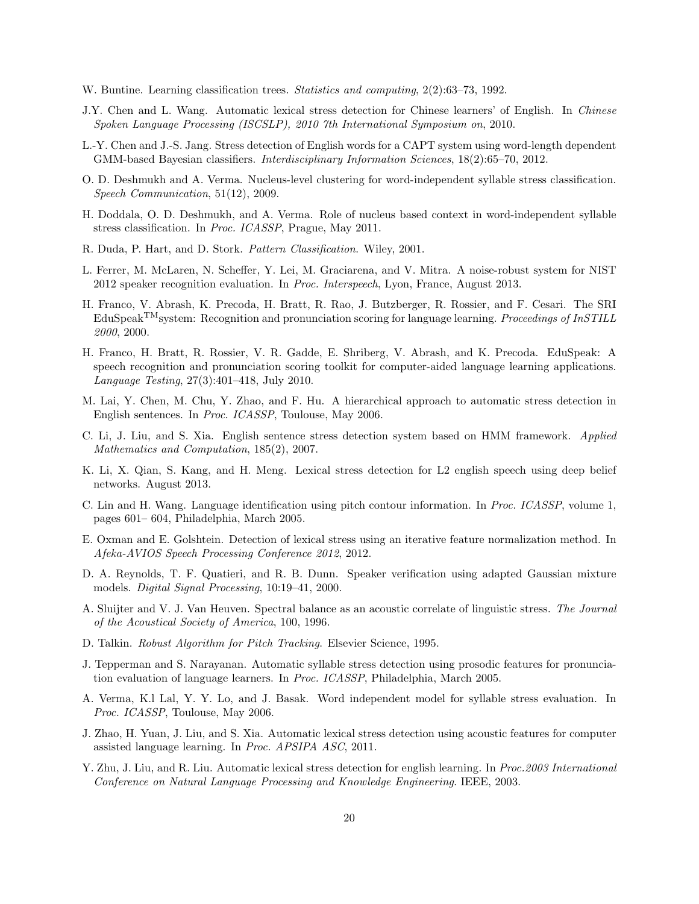W. Buntine. Learning classification trees. *Statistics and computing*, 2(2):63–73, 1992.

J.Y. Chen and L. Wang. Automatic lexical stress detection for Chinese learners' of English. In *Chinese Spoken Language Processing (ISCSLP), 2010 7th International Symposium on*, 2010.

L.-Y. Chen and J.-S. Jang. Stress detection of English words for a CAPT system using word-length dependent GMM-based Bayesian classifiers. *Interdisciplinary Information Sciences*, 18(2):65–70, 2012.

O. D. Deshmukh and A. Verma. Nucleus-level clustering for word-independent syllable stress classification. *Speech Communication*, 51(12), 2009.

H. Doddala, O. D. Deshmukh, and A. Verma. Role of nucleus based context in word-independent syllable stress classification. In *Proc. ICASSP*, Prague, May 2011.

R. Duda, P. Hart, and D. Stork. *Pattern Classification*. Wiley, 2001.

L. Ferrer, M. McLaren, N. Scheffer, Y. Lei, M. Graciarena, and V. Mitra. A noise-robust system for NIST 2012 speaker recognition evaluation. In *Proc. Interspeech*, Lyon, France, August 2013.

H. Franco, V. Abrash, K. Precoda, H. Bratt, R. Rao, J. Butzberger, R. Rossier, and F. Cesari. The SRI EduSpeak$^{\mathrm{TM}}$system: Recognition and pronunciation scoring for language learning. *Proceedings of InSTILL 2000*, 2000.

H. Franco, H. Bratt, R. Rossier, V. R. Gadde, E. Shriberg, V. Abrash, and K. Precoda. EduSpeak: A speech recognition and pronunciation scoring toolkit for computer-aided language learning applications. *Language Testing*, 27(3):401–418, July 2010.

M. Lai, Y. Chen, M. Chu, Y. Zhao, and F. Hu. A hierarchical approach to automatic stress detection in English sentences. In *Proc. ICASSP*, Toulouse, May 2006.

C. Li, J. Liu, and S. Xia. English sentence stress detection system based on HMM framework. *Applied Mathematics and Computation*, 185(2), 2007.

K. Li, X. Qian, S. Kang, and H. Meng. Lexical stress detection for L2 english speech using deep belief networks. August 2013.

C. Lin and H. Wang. Language identification using pitch contour information. In *Proc. ICASSP*, volume 1, pages 601– 604, Philadelphia, March 2005.

E. Oxman and E. Golshtein. Detection of lexical stress using an iterative feature normalization method. In *Afeka-AVIOS Speech Processing Conference 2012*, 2012.

D. A. Reynolds, T. F. Quatieri, and R. B. Dunn. Speaker verification using adapted Gaussian mixture models. *Digital Signal Processing*, 10:19–41, 2000.

A. Sluijter and V. J. Van Heuven. Spectral balance as an acoustic correlate of linguistic stress. *The Journal of the Acoustical Society of America*, 100, 1996.

D. Talkin. *Robust Algorithm for Pitch Tracking*. Elsevier Science, 1995.

J. Tepperman and S. Narayanan. Automatic syllable stress detection using prosodic features for pronunciation evaluation of language learners. In *Proc. ICASSP*, Philadelphia, March 2005.

A. Verma, K.l Lal, Y. Y. Lo, and J. Basak. Word independent model for syllable stress evaluation. In *Proc. ICASSP*, Toulouse, May 2006.

J. Zhao, H. Yuan, J. Liu, and S. Xia. Automatic lexical stress detection using acoustic features for computer assisted language learning. In *Proc. APSIPA ASC*, 2011.

Y. Zhu, J. Liu, and R. Liu. Automatic lexical stress detection for english learning. In *Proc.2003 International Conference on Natural Language Processing and Knowledge Engineering*. IEEE, 2003.